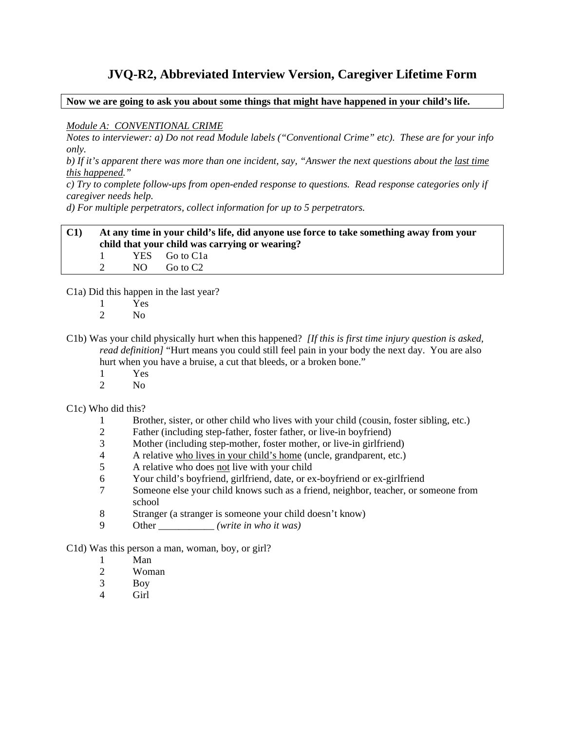# JVQ-R2, Abbreviated Interview Version, Caregiver Lifetime Form

**Now we are going to ask you about some things that might have happened in your child's life.**

*Module A: CONVENTIONAL CRIME*

*Notes to interviewer: a) Do not read Module labels ("Conventional Crime" etc). These are for your info only.*

*b) If it's apparent there was more than one incident, say, "Answer the next questions about the last time this happened."*

*c) Try to complete follow-ups from open-ended response to questions. Read response categories only if caregiver needs help.*

*d) For multiple perpetrators, collect information for up to 5 perpetrators.*

**C1) At any time in your child's life, did anyone use force to take something away from your child that your child was carrying or wearing?**

1 YES Go to C1a
2 NO Go to C2

C1a) Did this happen in the last year?

1 Yes
2 No

C1b) Was your child physically hurt when this happened? *[If this is first time injury question is asked, read definition]* "Hurt means you could still feel pain in your body the next day. You are also hurt when you have a bruise, a cut that bleeds, or a broken bone."

1 Yes
2 No

C1c) Who did this?

1 Brother, sister, or other child who lives with your child (cousin, foster sibling, etc.)
2 Father (including step-father, foster father, or live-in boyfriend)
3 Mother (including step-mother, foster mother, or live-in girlfriend)
4 A relative who lives in your child's home (uncle, grandparent, etc.)
5 A relative who does not live with your child
6 Your child's boyfriend, girlfriend, date, or ex-boyfriend or ex-girlfriend
7 Someone else your child knows such as a friend, neighbor, teacher, or someone from school
8 Stranger (a stranger is someone your child doesn't know)
9 Other ___________ *(write in who it was)*

C1d) Was this person a man, woman, boy, or girl?

1 Man
2 Woman
3 Boy
4 Girl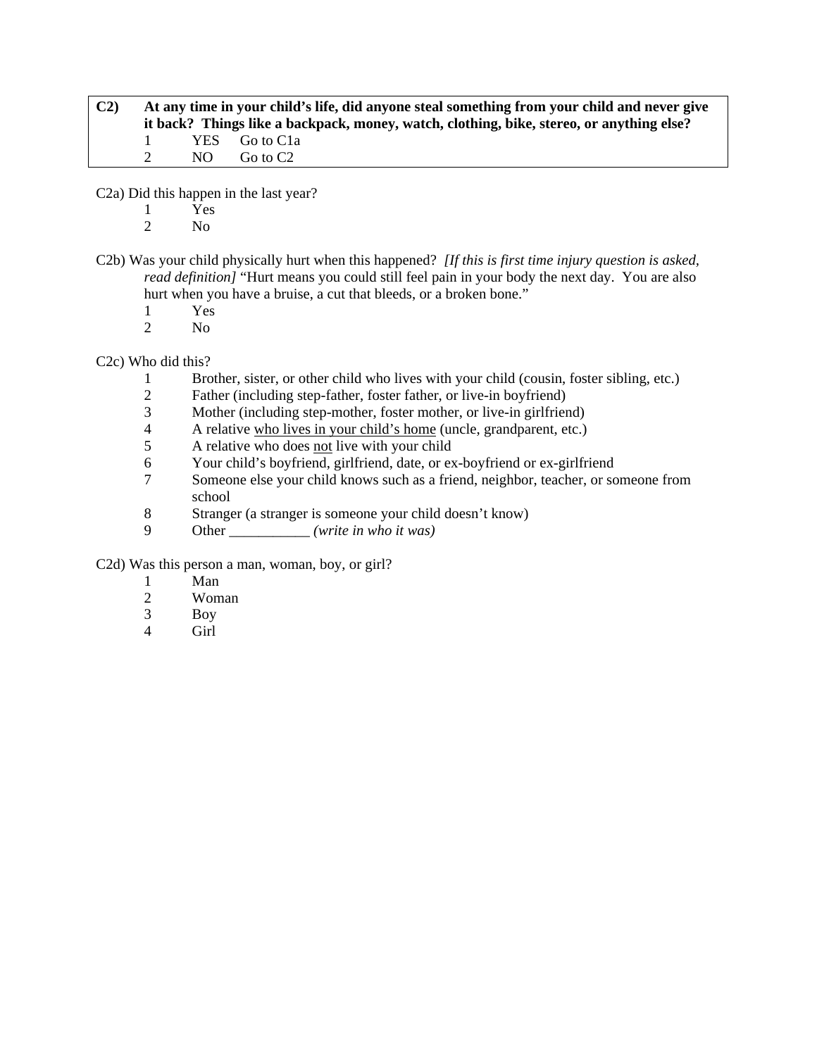**C2) At any time in your child's life, did anyone steal something from your child and never give it back? Things like a backpack, money, watch, clothing, bike, stereo, or anything else?**

1 YES Go to C1a
2 NO Go to C2

C2a) Did this happen in the last year?

1 Yes
2 No

C2b) Was your child physically hurt when this happened? *[If this is first time injury question is asked, read definition]* "Hurt means you could still feel pain in your body the next day. You are also hurt when you have a bruise, a cut that bleeds, or a broken bone."

1 Yes
2 No

C2c) Who did this?

1 Brother, sister, or other child who lives with your child (cousin, foster sibling, etc.)
2 Father (including step-father, foster father, or live-in boyfriend)
3 Mother (including step-mother, foster mother, or live-in girlfriend)
4 A relative <u>who lives in your child's home</u> (uncle, grandparent, etc.)
5 A relative who does <u>not</u> live with your child
6 Your child's boyfriend, girlfriend, date, or ex-boyfriend or ex-girlfriend
7 Someone else your child knows such as a friend, neighbor, teacher, or someone from school
8 Stranger (a stranger is someone your child doesn't know)
9 Other ___________ *(write in who it was)*

C2d) Was this person a man, woman, boy, or girl?

1 Man
2 Woman
3 Boy
4 Girl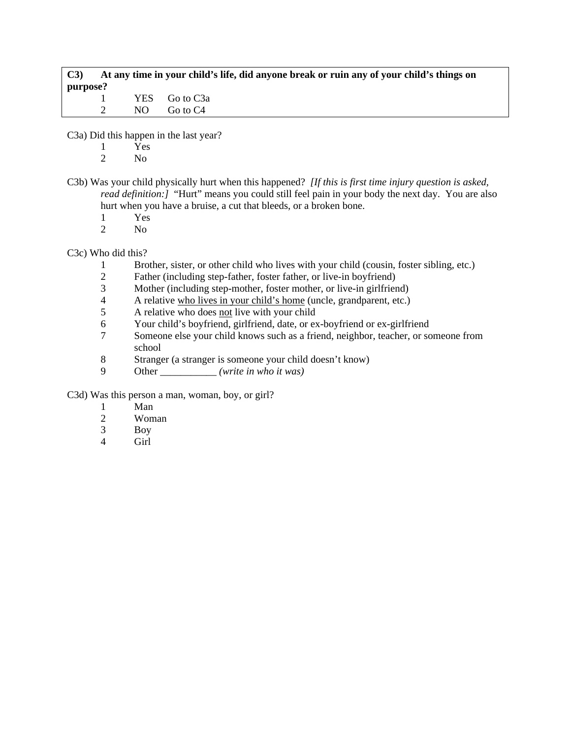**C3) At any time in your child's life, did anyone break or ruin any of your child's things on purpose?**

1 YES Go to C3a
2 NO Go to C4

C3a) Did this happen in the last year?

1 Yes
2 No

C3b) Was your child physically hurt when this happened? *[If this is first time injury question is asked, read definition:]* "Hurt" means you could still feel pain in your body the next day. You are also hurt when you have a bruise, a cut that bleeds, or a broken bone.

1 Yes
2 No

C3c) Who did this?

1 Brother, sister, or other child who lives with your child (cousin, foster sibling, etc.)
2 Father (including step-father, foster father, or live-in boyfriend)
3 Mother (including step-mother, foster mother, or live-in girlfriend)
4 A relative <u>who lives in your child's home</u> (uncle, grandparent, etc.)
5 A relative who does <u>not</u> live with your child
6 Your child's boyfriend, girlfriend, date, or ex-boyfriend or ex-girlfriend
7 Someone else your child knows such as a friend, neighbor, teacher, or someone from school
8 Stranger (a stranger is someone your child doesn't know)
9 Other ___________ *(write in who it was)*

C3d) Was this person a man, woman, boy, or girl?

1 Man
2 Woman
3 Boy
4 Girl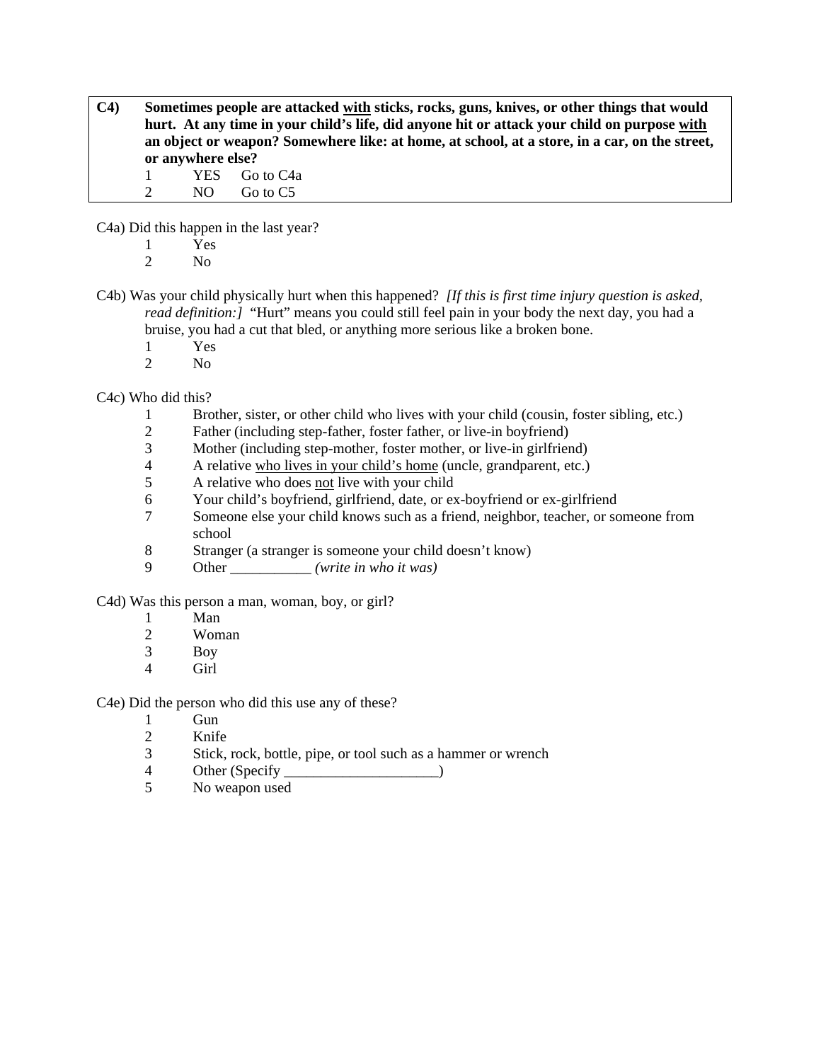**C4)** **Sometimes people are attacked <u>with</u> sticks, rocks, guns, knives, or other things that would hurt. At any time in your child's life, did anyone hit or attack your child on purpose <u>with</u> an object or weapon? Somewhere like: at home, at school, at a store, in a car, on the street, or anywhere else?**

1 YES Go to C4a
2 NO Go to C5

C4a) Did this happen in the last year?

1 Yes
2 No

C4b) Was your child physically hurt when this happened? *[If this is first time injury question is asked, read definition:]* "Hurt" means you could still feel pain in your body the next day, you had a bruise, you had a cut that bled, or anything more serious like a broken bone.

1 Yes
2 No

C4c) Who did this?

1 Brother, sister, or other child who lives with your child (cousin, foster sibling, etc.)
2 Father (including step-father, foster father, or live-in boyfriend)
3 Mother (including step-mother, foster mother, or live-in girlfriend)
4 A relative <u>who lives in your child's home</u> (uncle, grandparent, etc.)
5 A relative who does <u>not</u> live with your child
6 Your child's boyfriend, girlfriend, date, or ex-boyfriend or ex-girlfriend
7 Someone else your child knows such as a friend, neighbor, teacher, or someone from school
8 Stranger (a stranger is someone your child doesn't know)
9 Other ___________ *(write in who it was)*

C4d) Was this person a man, woman, boy, or girl?

1 Man
2 Woman
3 Boy
4 Girl

C4e) Did the person who did this use any of these?

1 Gun
2 Knife
3 Stick, rock, bottle, pipe, or tool such as a hammer or wrench
4 Other (Specify _____________________)
5 No weapon used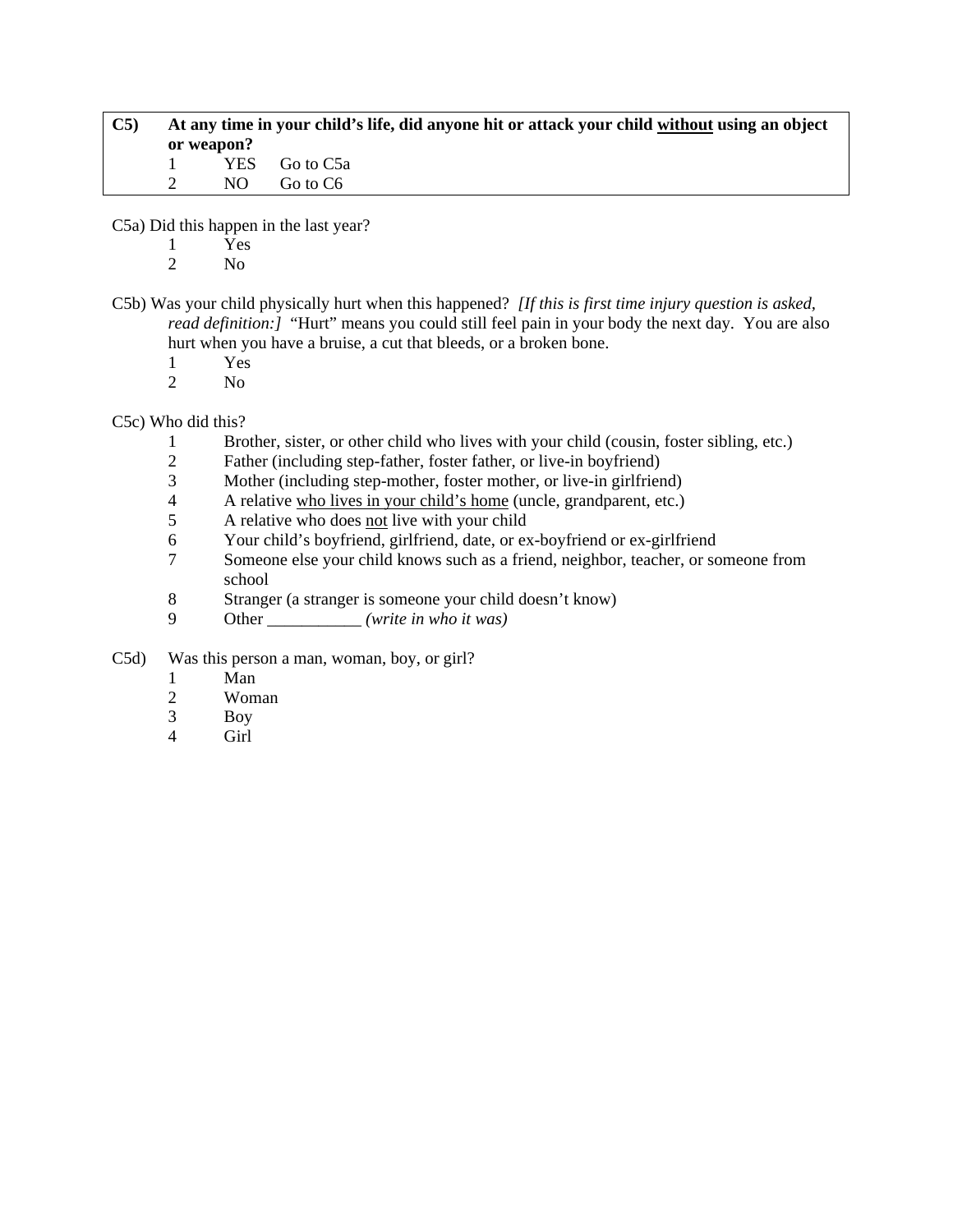**C5)** **At any time in your child's life, did anyone hit or attack your child <u>without</u> using an object or weapon?**

1 YES Go to C5a
2 NO Go to C6

C5a) Did this happen in the last year?

1 Yes
2 No

C5b) Was your child physically hurt when this happened? *[If this is first time injury question is asked, read definition:]* "Hurt" means you could still feel pain in your body the next day. You are also hurt when you have a bruise, a cut that bleeds, or a broken bone.

1 Yes
2 No

C5c) Who did this?

1 Brother, sister, or other child who lives with your child (cousin, foster sibling, etc.)
2 Father (including step-father, foster father, or live-in boyfriend)
3 Mother (including step-mother, foster mother, or live-in girlfriend)
4 A relative <u>who lives in your child's home</u> (uncle, grandparent, etc.)
5 A relative who does <u>not</u> live with your child
6 Your child's boyfriend, girlfriend, date, or ex-boyfriend or ex-girlfriend
7 Someone else your child knows such as a friend, neighbor, teacher, or someone from school
8 Stranger (a stranger is someone your child doesn't know)
9 Other ___________ *(write in who it was)*

C5d) Was this person a man, woman, boy, or girl?

1 Man
2 Woman
3 Boy
4 Girl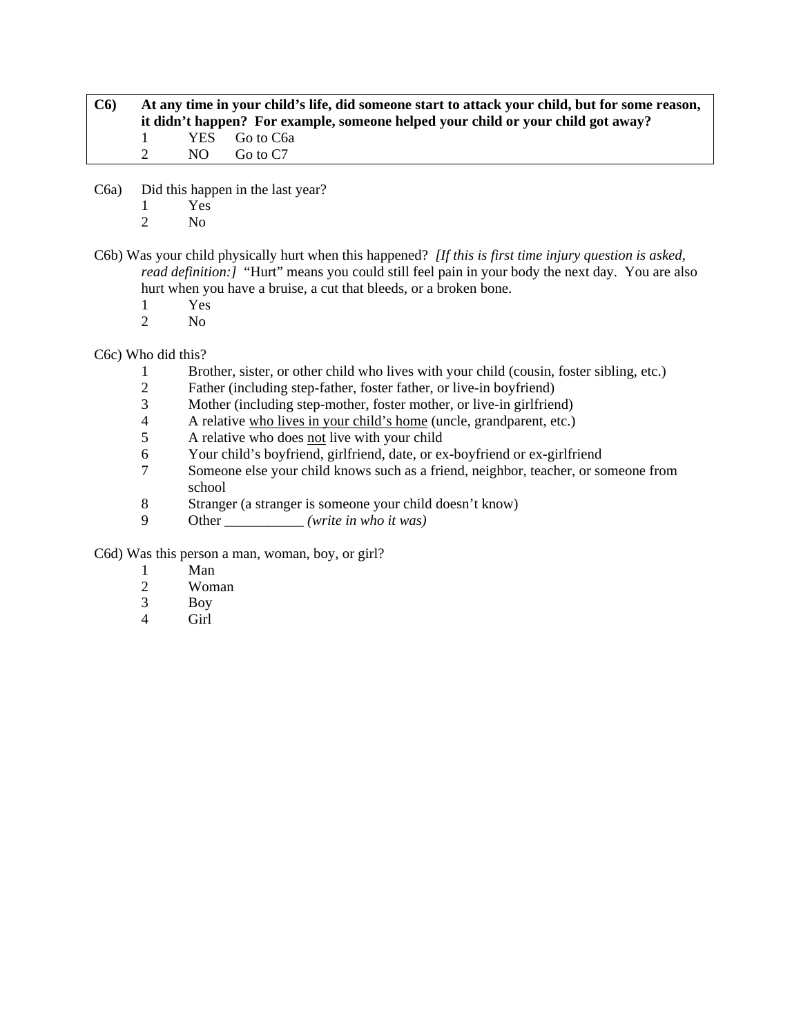**C6) At any time in your child's life, did someone start to attack your child, but for some reason, it didn't happen? For example, someone helped your child or your child got away?**

1 YES Go to C6a
2 NO Go to C7

C6a) Did this happen in the last year?

1 Yes
2 No

C6b) Was your child physically hurt when this happened? *[If this is first time injury question is asked, read definition:]* "Hurt" means you could still feel pain in your body the next day. You are also hurt when you have a bruise, a cut that bleeds, or a broken bone.

1 Yes
2 No

C6c) Who did this?

1 Brother, sister, or other child who lives with your child (cousin, foster sibling, etc.)
2 Father (including step-father, foster father, or live-in boyfriend)
3 Mother (including step-mother, foster mother, or live-in girlfriend)
4 A relative <u>who lives in your child's home</u> (uncle, grandparent, etc.)
5 A relative who does <u>not</u> live with your child
6 Your child's boyfriend, girlfriend, date, or ex-boyfriend or ex-girlfriend
7 Someone else your child knows such as a friend, neighbor, teacher, or someone from school
8 Stranger (a stranger is someone your child doesn't know)
9 Other ___________ *(write in who it was)*

C6d) Was this person a man, woman, boy, or girl?

1 Man
2 Woman
3 Boy
4 Girl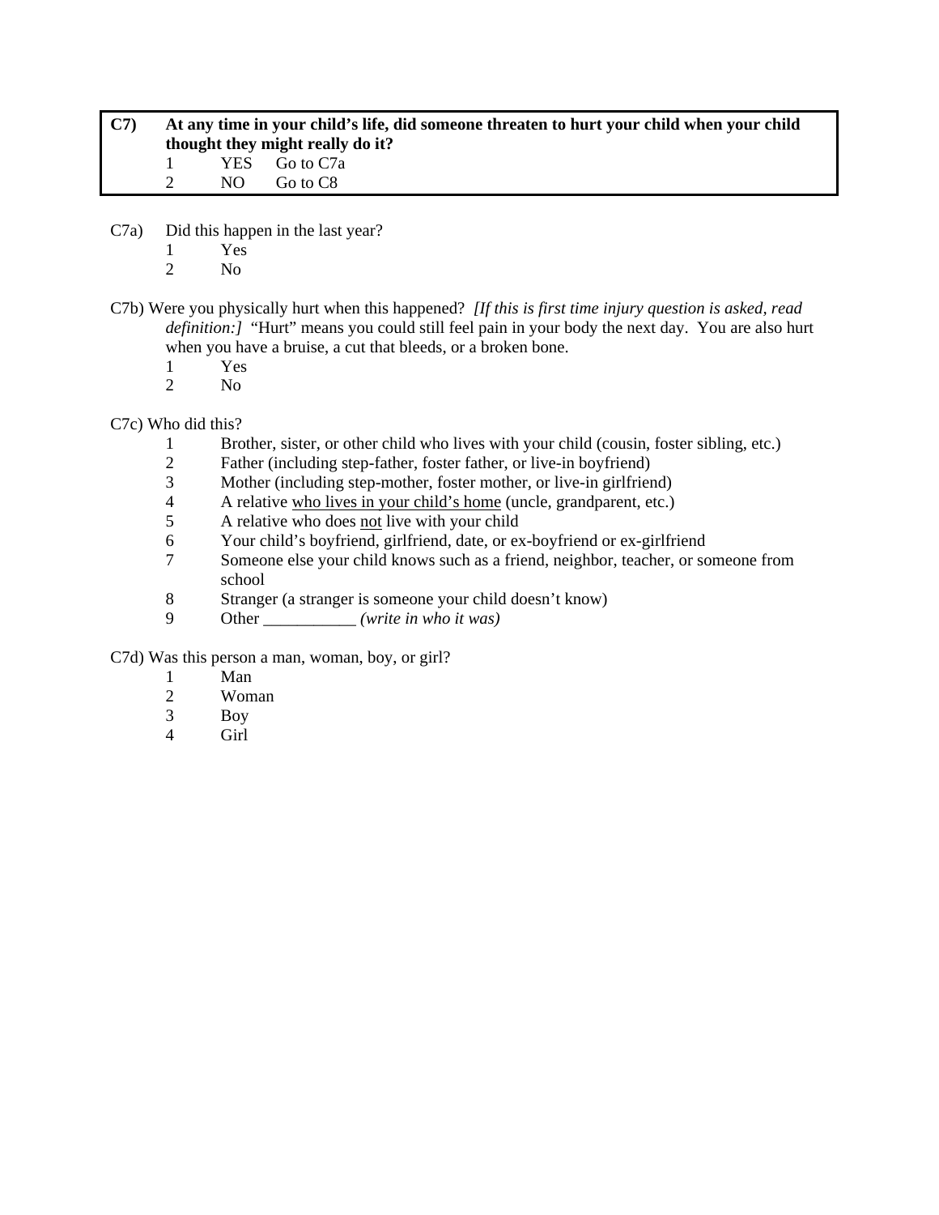**C7) At any time in your child's life, did someone threaten to hurt your child when your child thought they might really do it?**

1 YES Go to C7a
2 NO Go to C8

C7a) Did this happen in the last year?

1 Yes
2 No

C7b) Were you physically hurt when this happened? *[If this is first time injury question is asked, read definition:]* "Hurt" means you could still feel pain in your body the next day. You are also hurt when you have a bruise, a cut that bleeds, or a broken bone.

1 Yes
2 No

C7c) Who did this?

1 Brother, sister, or other child who lives with your child (cousin, foster sibling, etc.)
2 Father (including step-father, foster father, or live-in boyfriend)
3 Mother (including step-mother, foster mother, or live-in girlfriend)
4 A relative <u>who lives in your child's home</u> (uncle, grandparent, etc.)
5 A relative who does <u>not</u> live with your child
6 Your child's boyfriend, girlfriend, date, or ex-boyfriend or ex-girlfriend
7 Someone else your child knows such as a friend, neighbor, teacher, or someone from school
8 Stranger (a stranger is someone your child doesn't know)
9 Other ___________ *(write in who it was)*

C7d) Was this person a man, woman, boy, or girl?

1 Man
2 Woman
3 Boy
4 Girl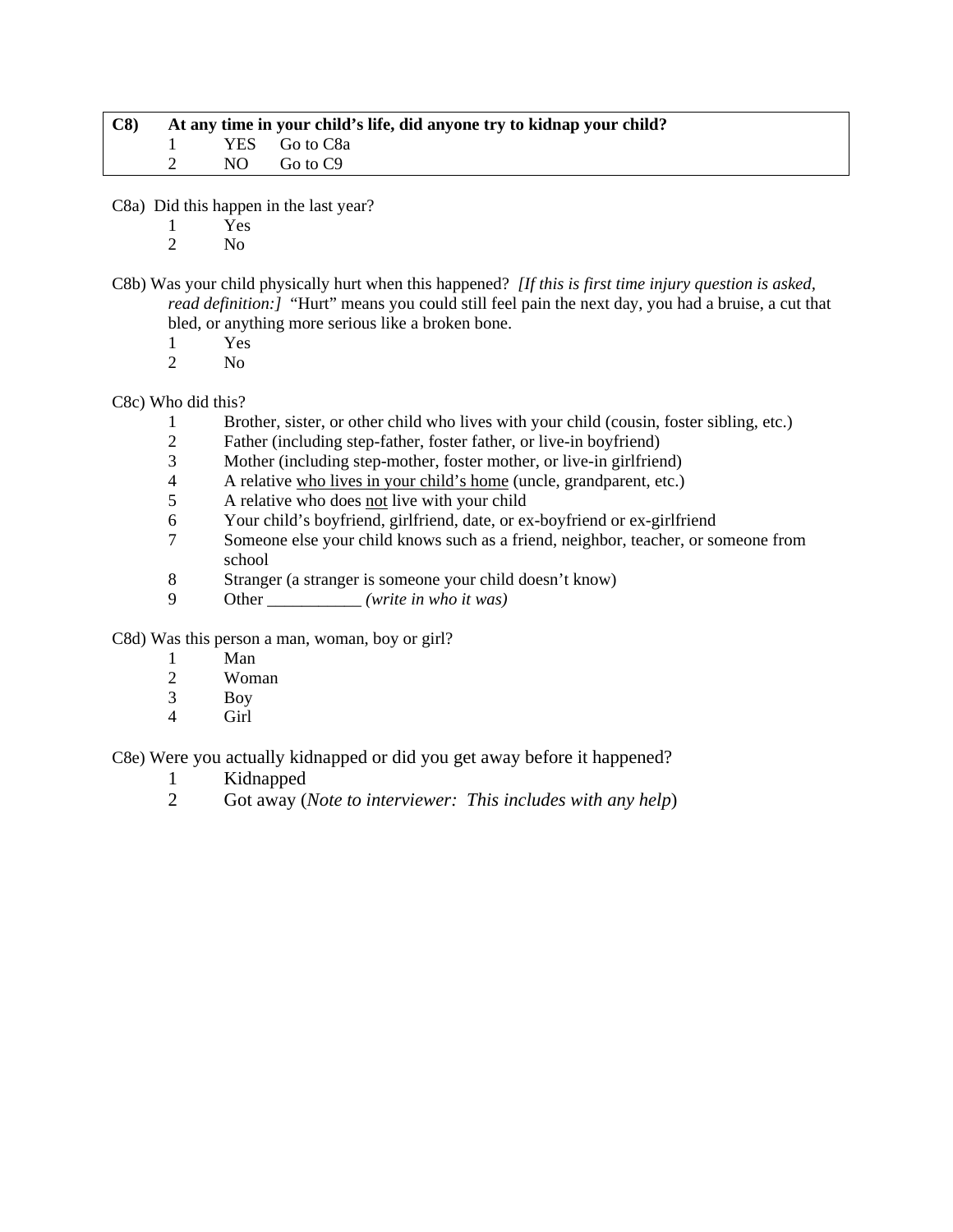**C8) At any time in your child's life, did anyone try to kidnap your child?**

1 YES Go to C8a
2 NO Go to C9

C8a) Did this happen in the last year?

1 Yes
2 No

C8b) Was your child physically hurt when this happened? *[If this is first time injury question is asked, read definition:]* "Hurt" means you could still feel pain the next day, you had a bruise, a cut that bled, or anything more serious like a broken bone.

1 Yes
2 No

C8c) Who did this?

1 Brother, sister, or other child who lives with your child (cousin, foster sibling, etc.)
2 Father (including step-father, foster father, or live-in boyfriend)
3 Mother (including step-mother, foster mother, or live-in girlfriend)
4 A relative <u>who lives in your child's home</u> (uncle, grandparent, etc.)
5 A relative who does <u>not</u> live with your child
6 Your child's boyfriend, girlfriend, date, or ex-boyfriend or ex-girlfriend
7 Someone else your child knows such as a friend, neighbor, teacher, or someone from school
8 Stranger (a stranger is someone your child doesn't know)
9 Other ___________ *(write in who it was)*

C8d) Was this person a man, woman, boy or girl?

1 Man
2 Woman
3 Boy
4 Girl

C8e) Were you actually kidnapped or did you get away before it happened?

1 Kidnapped
2 Got away (*Note to interviewer: This includes with any help*)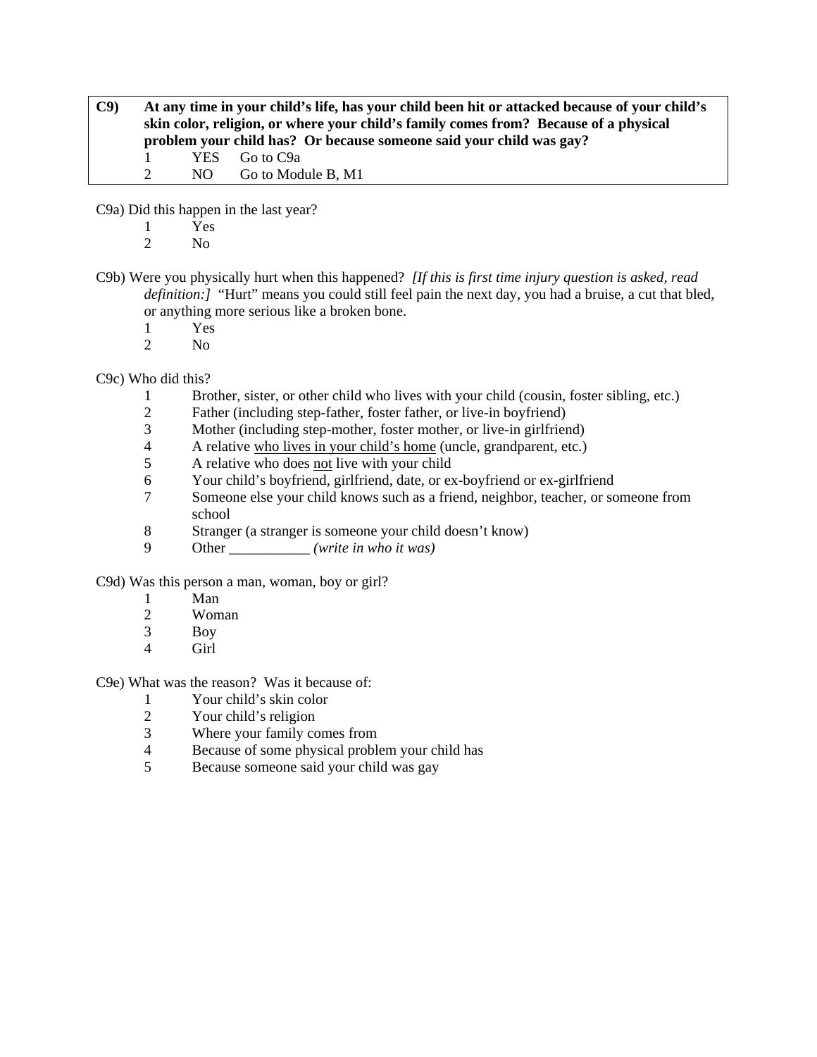**C9)** **At any time in your child's life, has your child been hit or attacked because of your child's skin color, religion, or where your child's family comes from? Because of a physical problem your child has? Or because someone said your child was gay?**

1 YES Go to C9a
2 NO Go to Module B, M1

C9a) Did this happen in the last year?

1 Yes
2 No

C9b) Were you physically hurt when this happened? *[If this is first time injury question is asked, read definition:]* "Hurt" means you could still feel pain the next day, you had a bruise, a cut that bled, or anything more serious like a broken bone.

1 Yes
2 No

C9c) Who did this?

1 Brother, sister, or other child who lives with your child (cousin, foster sibling, etc.)
2 Father (including step-father, foster father, or live-in boyfriend)
3 Mother (including step-mother, foster mother, or live-in girlfriend)
4 A relative <u>who lives in your child's home</u> (uncle, grandparent, etc.)
5 A relative who does <u>not</u> live with your child
6 Your child's boyfriend, girlfriend, date, or ex-boyfriend or ex-girlfriend
7 Someone else your child knows such as a friend, neighbor, teacher, or someone from school
8 Stranger (a stranger is someone your child doesn't know)
9 Other ___________ *(write in who it was)*

C9d) Was this person a man, woman, boy or girl?

1 Man
2 Woman
3 Boy
4 Girl

C9e) What was the reason? Was it because of:

1 Your child's skin color
2 Your child's religion
3 Where your family comes from
4 Because of some physical problem your child has
5 Because someone said your child was gay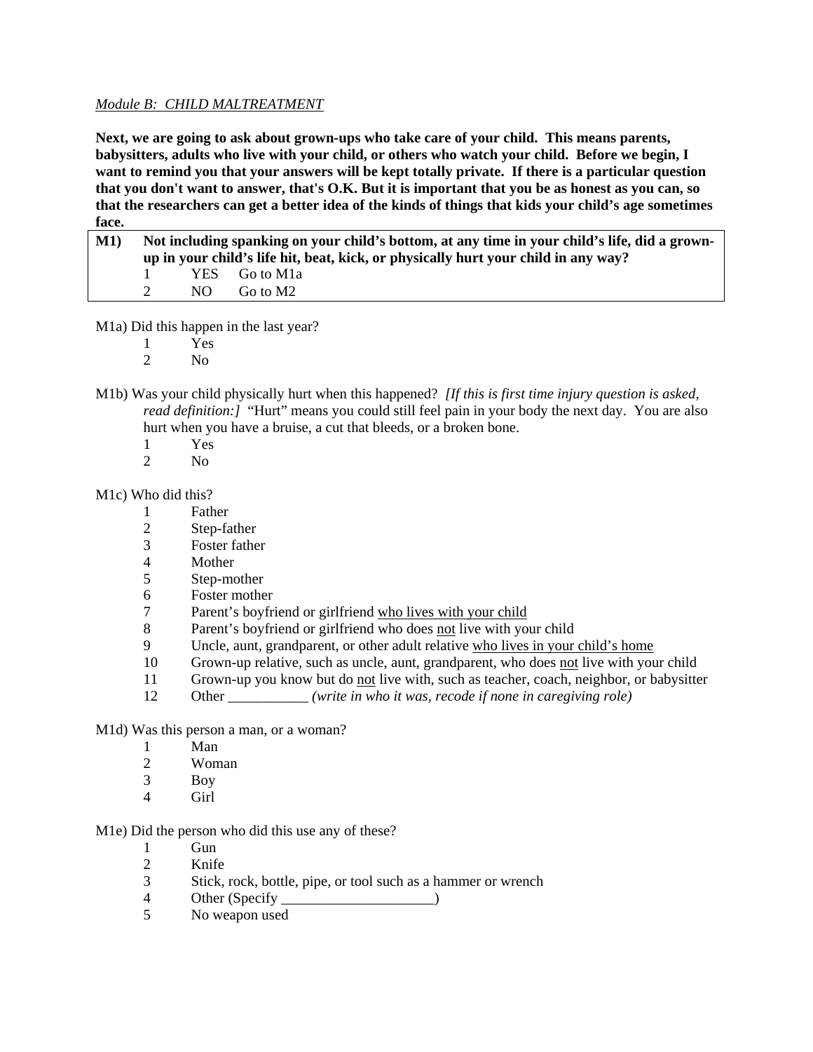*Module B: CHILD MALTREATMENT*

**Next, we are going to ask about grown-ups who take care of your child. This means parents, babysitters, adults who live with your child, or others who watch your child. Before we begin, I want to remind you that your answers will be kept totally private. If there is a particular question that you don't want to answer, that's O.K. But it is important that you be as honest as you can, so that the researchers can get a better idea of the kinds of things that kids your child's age sometimes face.**

**M1) Not including spanking on your child's bottom, at any time in your child's life, did a grown-up in your child's life hit, beat, kick, or physically hurt your child in any way?**

1 YES Go to M1a
2 NO Go to M2

M1a) Did this happen in the last year?

1 Yes
2 No

M1b) Was your child physically hurt when this happened? *[If this is first time injury question is asked, read definition:]* "Hurt" means you could still feel pain in your body the next day. You are also hurt when you have a bruise, a cut that bleeds, or a broken bone.

1 Yes
2 No

M1c) Who did this?

1 Father
2 Step-father
3 Foster father
4 Mother
5 Step-mother
6 Foster mother
7 Parent's boyfriend or girlfriend <u>who lives with your child</u>
8 Parent's boyfriend or girlfriend who does <u>not</u> live with your child
9 Uncle, aunt, grandparent, or other adult relative <u>who lives in your child's home</u>
10 Grown-up relative, such as uncle, aunt, grandparent, who does <u>not</u> live with your child
11 Grown-up you know but do <u>not</u> live with, such as teacher, coach, neighbor, or babysitter
12 Other ___________ *(write in who it was, recode if none in caregiving role)*

M1d) Was this person a man, or a woman?

1 Man
2 Woman
3 Boy
4 Girl

M1e) Did the person who did this use any of these?

1 Gun
2 Knife
3 Stick, rock, bottle, pipe, or tool such as a hammer or wrench
4 Other (Specify _____________________)
5 No weapon used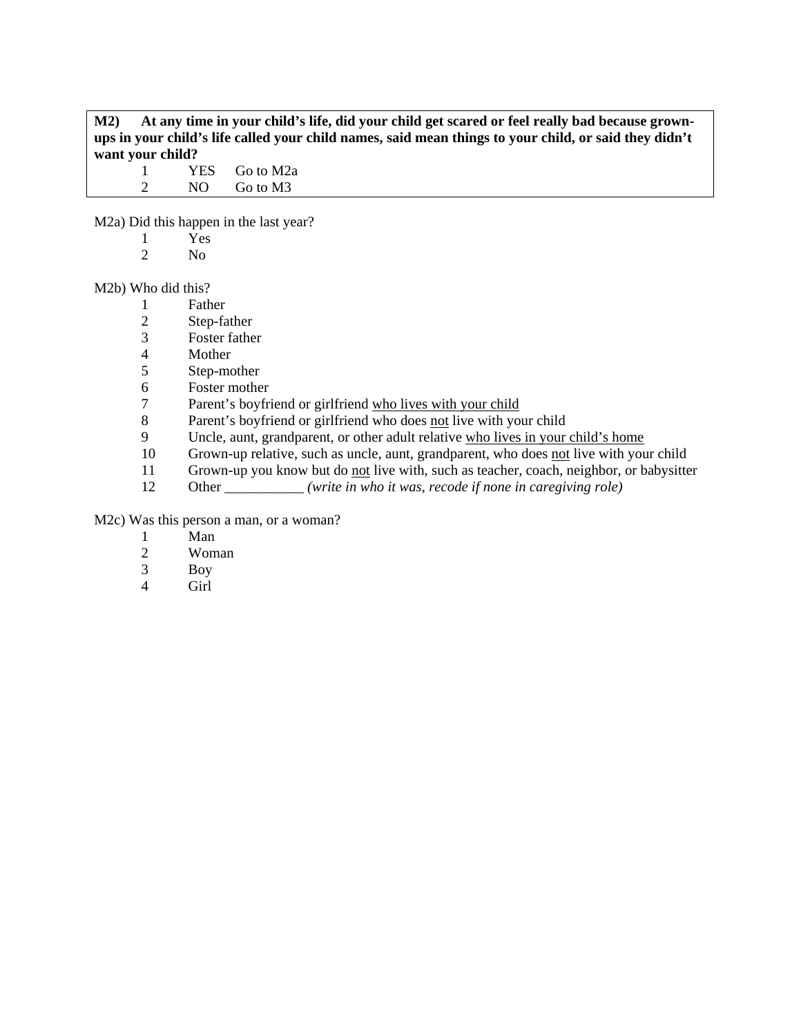**M2) At any time in your child's life, did your child get scared or feel really bad because grown-ups in your child's life called your child names, said mean things to your child, or said they didn't want your child?**

1 YES Go to M2a
2 NO Go to M3

M2a) Did this happen in the last year?

1 Yes
2 No

M2b) Who did this?

1 Father
2 Step-father
3 Foster father
4 Mother
5 Step-mother
6 Foster mother
7 Parent's boyfriend or girlfriend <u>who lives with your child</u>
8 Parent's boyfriend or girlfriend who does <u>not</u> live with your child
9 Uncle, aunt, grandparent, or other adult relative <u>who lives in your child's home</u>
10 Grown-up relative, such as uncle, aunt, grandparent, who does <u>not</u> live with your child
11 Grown-up you know but do <u>not</u> live with, such as teacher, coach, neighbor, or babysitter
12 Other ___________ *(write in who it was, recode if none in caregiving role)*

M2c) Was this person a man, or a woman?

1 Man
2 Woman
3 Boy
4 Girl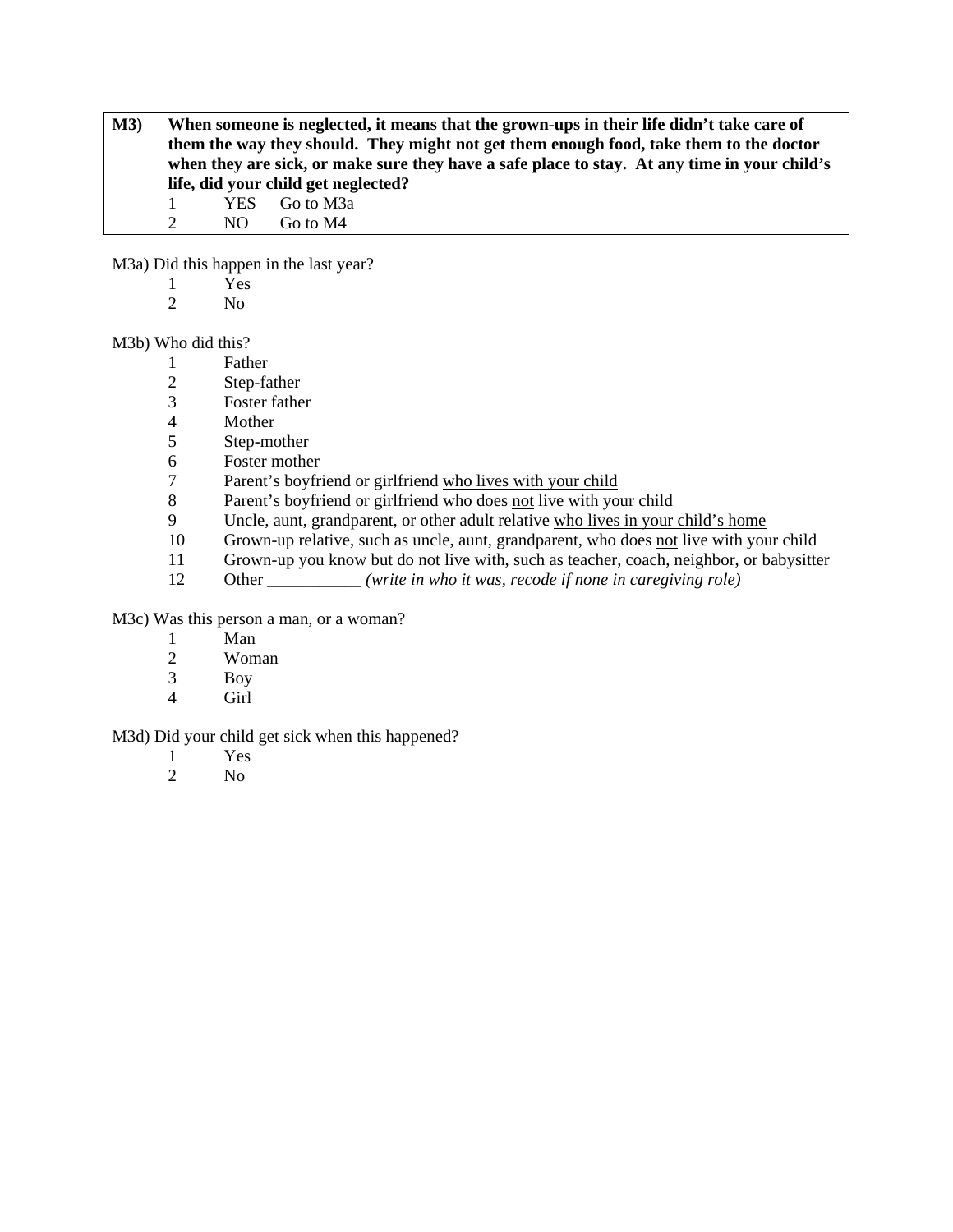**M3) When someone is neglected, it means that the grown-ups in their life didn't take care of them the way they should. They might not get them enough food, take them to the doctor when they are sick, or make sure they have a safe place to stay. At any time in your child's life, did your child get neglected?**

1 YES Go to M3a
2 NO Go to M4

M3a) Did this happen in the last year?

1 Yes
2 No

M3b) Who did this?

1 Father
2 Step-father
3 Foster father
4 Mother
5 Step-mother
6 Foster mother
7 Parent's boyfriend or girlfriend <u>who lives with your child</u>
8 Parent's boyfriend or girlfriend who does <u>not</u> live with your child
9 Uncle, aunt, grandparent, or other adult relative <u>who lives in your child's home</u>
10 Grown-up relative, such as uncle, aunt, grandparent, who does <u>not</u> live with your child
11 Grown-up you know but do <u>not</u> live with, such as teacher, coach, neighbor, or babysitter
12 Other ___________ *(write in who it was, recode if none in caregiving role)*

M3c) Was this person a man, or a woman?

1 Man
2 Woman
3 Boy
4 Girl

M3d) Did your child get sick when this happened?

1 Yes
2 No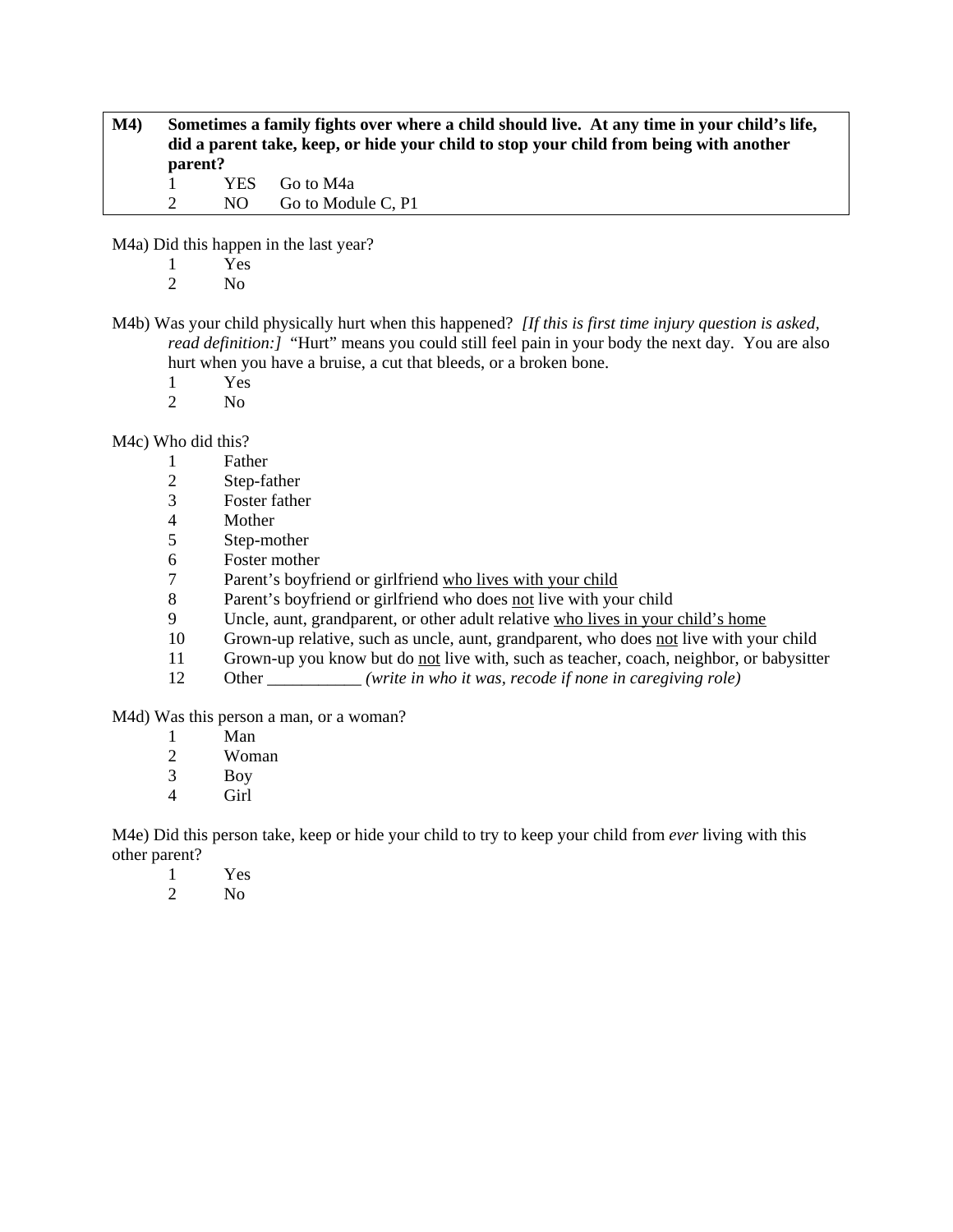**M4) Sometimes a family fights over where a child should live. At any time in your child's life, did a parent take, keep, or hide your child to stop your child from being with another parent?**

1 YES Go to M4a
2 NO Go to Module C, P1

M4a) Did this happen in the last year?

1 Yes
2 No

M4b) Was your child physically hurt when this happened? *[If this is first time injury question is asked, read definition:]* "Hurt" means you could still feel pain in your body the next day. You are also hurt when you have a bruise, a cut that bleeds, or a broken bone.

1 Yes
2 No

M4c) Who did this?

1 Father
2 Step-father
3 Foster father
4 Mother
5 Step-mother
6 Foster mother
7 Parent's boyfriend or girlfriend <u>who lives with your child</u>
8 Parent's boyfriend or girlfriend who does <u>not</u> live with your child
9 Uncle, aunt, grandparent, or other adult relative <u>who lives in your child's home</u>
10 Grown-up relative, such as uncle, aunt, grandparent, who does <u>not</u> live with your child
11 Grown-up you know but do <u>not</u> live with, such as teacher, coach, neighbor, or babysitter
12 Other ___________ *(write in who it was, recode if none in caregiving role)*

M4d) Was this person a man, or a woman?

1 Man
2 Woman
3 Boy
4 Girl

M4e) Did this person take, keep or hide your child to try to keep your child from *ever* living with this other parent?

1 Yes
2 No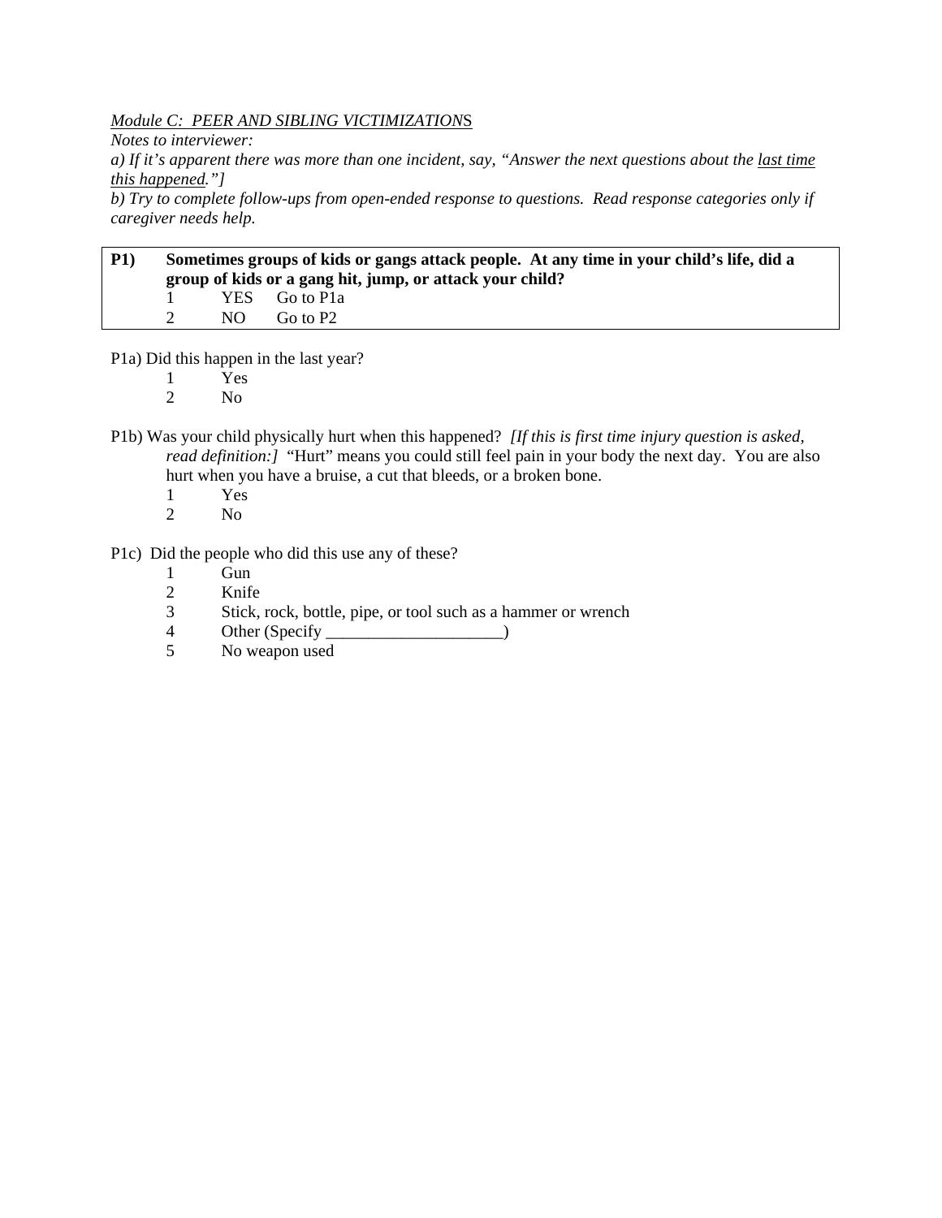*Module C: PEER AND SIBLING VICTIMIZATIONS*

*Notes to interviewer:*

*a) If it's apparent there was more than one incident, say, "Answer the next questions about the last time this happened."]*

*b) Try to complete follow-ups from open-ended response to questions. Read response categories only if caregiver needs help.*

**P1) Sometimes groups of kids or gangs attack people. At any time in your child's life, did a group of kids or a gang hit, jump, or attack your child?**

1 YES Go to P1a
2 NO Go to P2

P1a) Did this happen in the last year?

1 Yes
2 No

P1b) Was your child physically hurt when this happened? *[If this is first time injury question is asked, read definition:]* "Hurt" means you could still feel pain in your body the next day. You are also hurt when you have a bruise, a cut that bleeds, or a broken bone.

1 Yes
2 No

P1c) Did the people who did this use any of these?

1 Gun
2 Knife
3 Stick, rock, bottle, pipe, or tool such as a hammer or wrench
4 Other (Specify _____________________)
5 No weapon used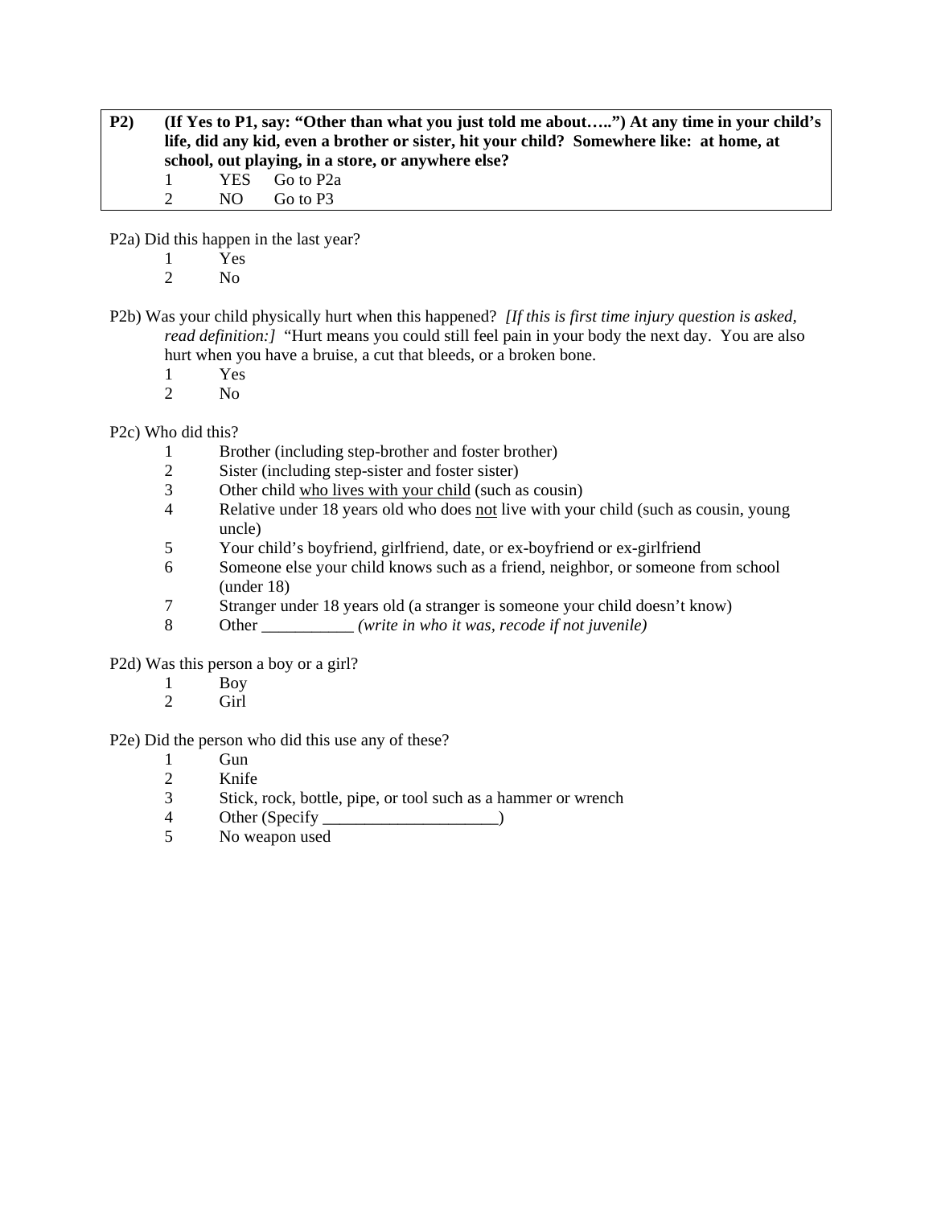**P2)** **(If Yes to P1, say: "Other than what you just told me about…..") At any time in your child's life, did any kid, even a brother or sister, hit your child? Somewhere like: at home, at school, out playing, in a store, or anywhere else?**

1 YES Go to P2a

2 NO Go to P3

P2a) Did this happen in the last year?

1 Yes

2 No

P2b) Was your child physically hurt when this happened? *[If this is first time injury question is asked, read definition:]* "Hurt means you could still feel pain in your body the next day. You are also hurt when you have a bruise, a cut that bleeds, or a broken bone.

1 Yes

2 No

P2c) Who did this?

1 Brother (including step-brother and foster brother)

2 Sister (including step-sister and foster sister)

3 Other child <u>who lives with your child</u> (such as cousin)

4 Relative under 18 years old who does <u>not</u> live with your child (such as cousin, young uncle)

5 Your child's boyfriend, girlfriend, date, or ex-boyfriend or ex-girlfriend

6 Someone else your child knows such as a friend, neighbor, or someone from school (under 18)

7 Stranger under 18 years old (a stranger is someone your child doesn't know)

8 Other ___________ *(write in who it was, recode if not juvenile)*

P2d) Was this person a boy or a girl?

1 Boy

2 Girl

P2e) Did the person who did this use any of these?

1 Gun

2 Knife

3 Stick, rock, bottle, pipe, or tool such as a hammer or wrench

4 Other (Specify _____________________)

5 No weapon used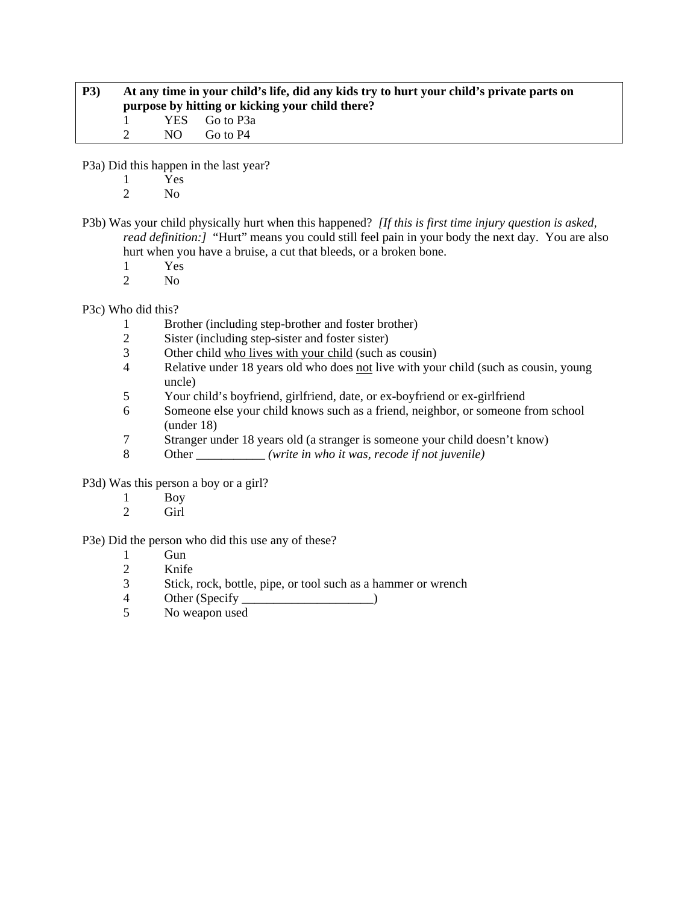**P3) At any time in your child's life, did any kids try to hurt your child's private parts on purpose by hitting or kicking your child there?**

1 YES Go to P3a
2 NO Go to P4

P3a) Did this happen in the last year?

1 Yes
2 No

P3b) Was your child physically hurt when this happened? *[If this is first time injury question is asked, read definition:]* "Hurt" means you could still feel pain in your body the next day. You are also hurt when you have a bruise, a cut that bleeds, or a broken bone.

1 Yes
2 No

P3c) Who did this?

1 Brother (including step-brother and foster brother)
2 Sister (including step-sister and foster sister)
3 Other child <u>who lives with your child</u> (such as cousin)
4 Relative under 18 years old who does <u>not</u> live with your child (such as cousin, young uncle)
5 Your child's boyfriend, girlfriend, date, or ex-boyfriend or ex-girlfriend
6 Someone else your child knows such as a friend, neighbor, or someone from school (under 18)
7 Stranger under 18 years old (a stranger is someone your child doesn't know)
8 Other ___________ *(write in who it was, recode if not juvenile)*

P3d) Was this person a boy or a girl?

1 Boy
2 Girl

P3e) Did the person who did this use any of these?

1 Gun
2 Knife
3 Stick, rock, bottle, pipe, or tool such as a hammer or wrench
4 Other (Specify _____________________)
5 No weapon used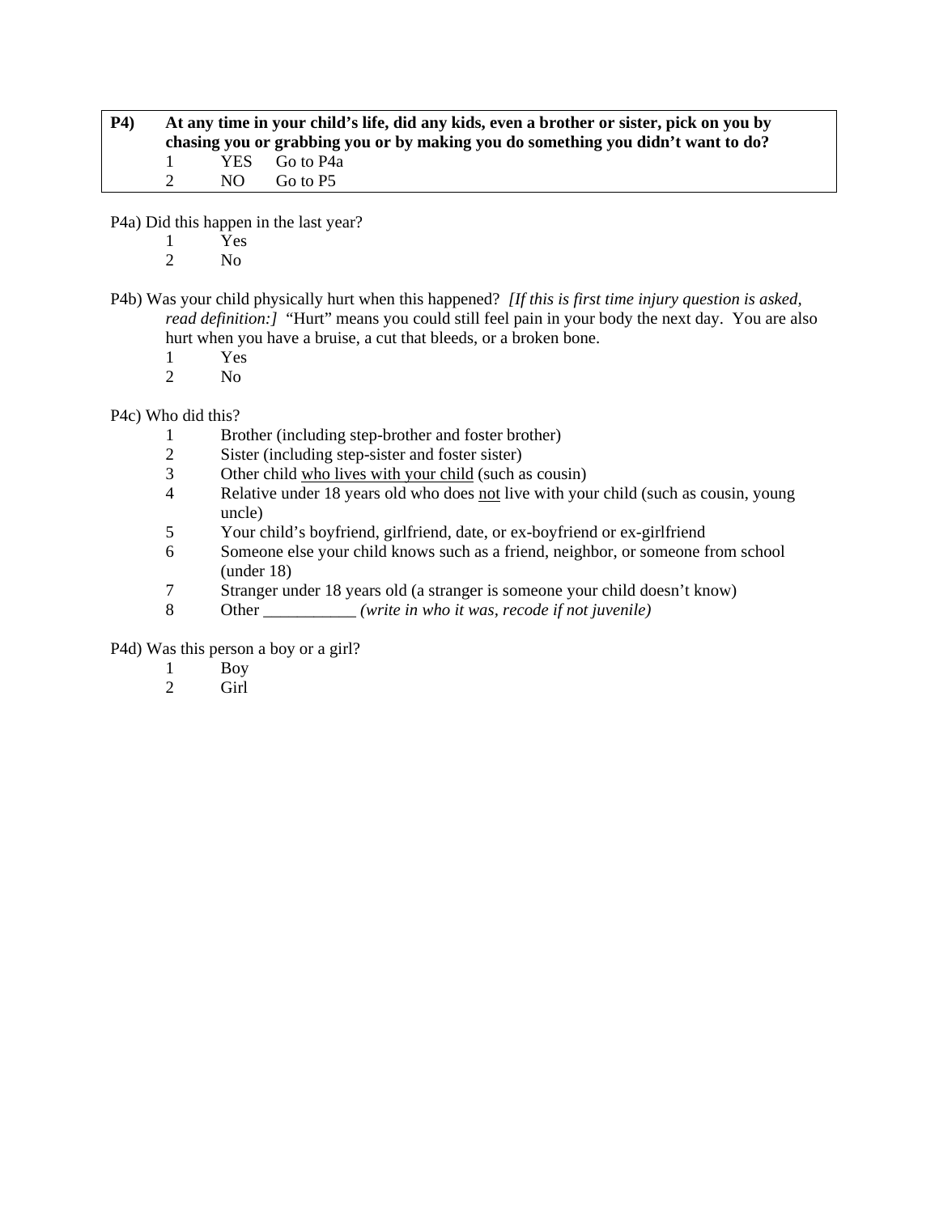**P4) At any time in your child's life, did any kids, even a brother or sister, pick on you by chasing you or grabbing you or by making you do something you didn't want to do?**

1 YES Go to P4a
2 NO Go to P5

P4a) Did this happen in the last year?

1 Yes
2 No

P4b) Was your child physically hurt when this happened? *[If this is first time injury question is asked, read definition:]* "Hurt" means you could still feel pain in your body the next day. You are also hurt when you have a bruise, a cut that bleeds, or a broken bone.

1 Yes
2 No

P4c) Who did this?

1 Brother (including step-brother and foster brother)
2 Sister (including step-sister and foster sister)
3 Other child <u>who lives with your child</u> (such as cousin)
4 Relative under 18 years old who does <u>not</u> live with your child (such as cousin, young uncle)
5 Your child's boyfriend, girlfriend, date, or ex-boyfriend or ex-girlfriend
6 Someone else your child knows such as a friend, neighbor, or someone from school (under 18)
7 Stranger under 18 years old (a stranger is someone your child doesn't know)
8 Other ___________ *(write in who it was, recode if not juvenile)*

P4d) Was this person a boy or a girl?

1 Boy
2 Girl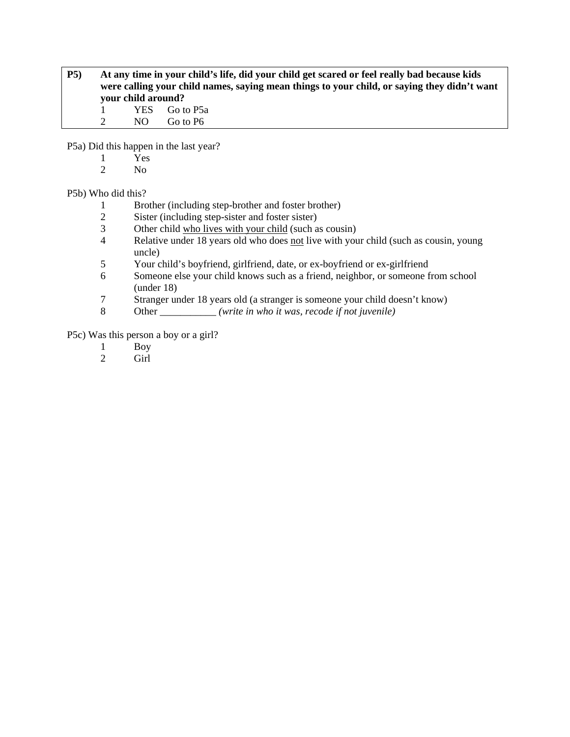**P5) At any time in your child's life, did your child get scared or feel really bad because kids were calling your child names, saying mean things to your child, or saying they didn't want your child around?**

1 YES Go to P5a
2 NO Go to P6

P5a) Did this happen in the last year?

1 Yes
2 No

P5b) Who did this?

1 Brother (including step-brother and foster brother)
2 Sister (including step-sister and foster sister)
3 Other child <u>who lives with your child</u> (such as cousin)
4 Relative under 18 years old who does <u>not</u> live with your child (such as cousin, young uncle)
5 Your child's boyfriend, girlfriend, date, or ex-boyfriend or ex-girlfriend
6 Someone else your child knows such as a friend, neighbor, or someone from school (under 18)
7 Stranger under 18 years old (a stranger is someone your child doesn't know)
8 Other ___________ *(write in who it was, recode if not juvenile)*

P5c) Was this person a boy or a girl?

1 Boy
2 Girl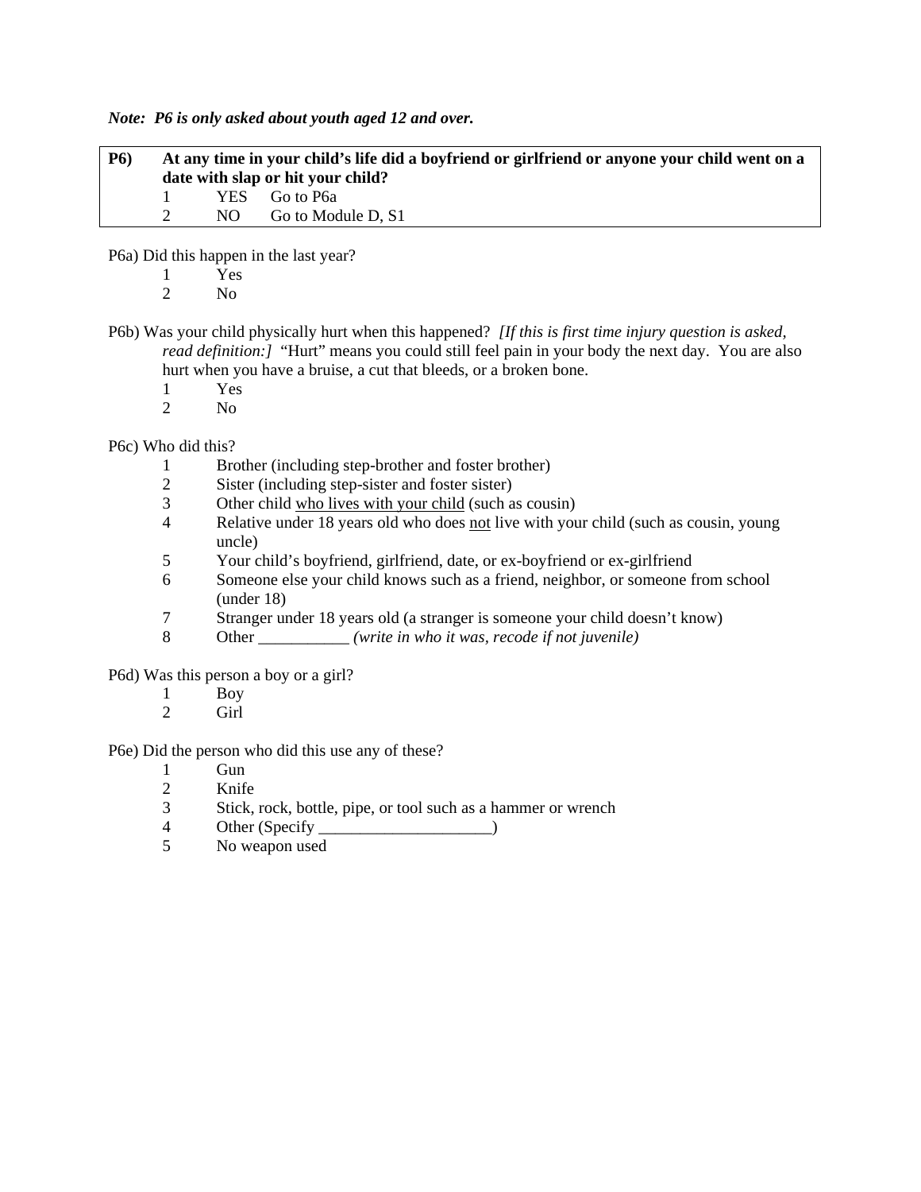***Note: P6 is only asked about youth aged 12 and over.***

**P6) At any time in your child's life did a boyfriend or girlfriend or anyone your child went on a date with slap or hit your child?**

1 YES Go to P6a
2 NO Go to Module D, S1

P6a) Did this happen in the last year?

1 Yes
2 No

P6b) Was your child physically hurt when this happened? *[If this is first time injury question is asked, read definition:]* "Hurt" means you could still feel pain in your body the next day. You are also hurt when you have a bruise, a cut that bleeds, or a broken bone.

1 Yes
2 No

P6c) Who did this?

1 Brother (including step-brother and foster brother)
2 Sister (including step-sister and foster sister)
3 Other child <u>who lives with your child</u> (such as cousin)
4 Relative under 18 years old who does <u>not</u> live with your child (such as cousin, young uncle)
5 Your child's boyfriend, girlfriend, date, or ex-boyfriend or ex-girlfriend
6 Someone else your child knows such as a friend, neighbor, or someone from school (under 18)
7 Stranger under 18 years old (a stranger is someone your child doesn't know)
8 Other ___________ *(write in who it was, recode if not juvenile)*

P6d) Was this person a boy or a girl?

1 Boy
2 Girl

P6e) Did the person who did this use any of these?

1 Gun
2 Knife
3 Stick, rock, bottle, pipe, or tool such as a hammer or wrench
4 Other (Specify _____________________)
5 No weapon used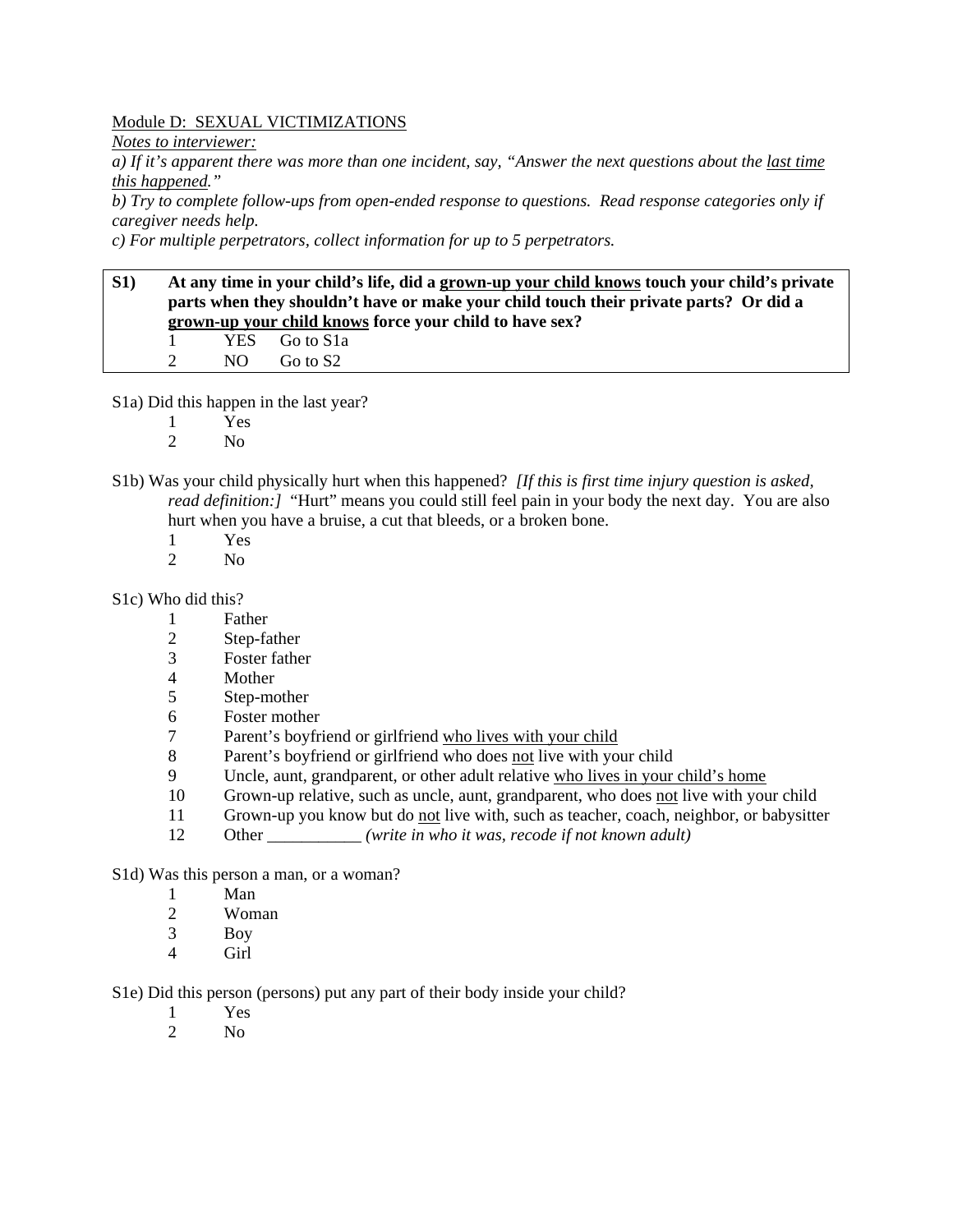<u>Module D:  SEXUAL VICTIMIZATIONS</u>

*<u>Notes to interviewer:</u>*

*a) If it's apparent there was more than one incident, say, "Answer the next questions about the <u>last time this happened</u>."*

*b) Try to complete follow-ups from open-ended response to questions.  Read response categories only if caregiver needs help.*

*c) For multiple perpetrators, collect information for up to 5 perpetrators.*

**S1)** **At any time in your child's life, did a <u>grown-up your child knows</u> touch your child's private parts when they shouldn't have or make your child touch their private parts?  Or did a <u>grown-up your child knows</u> force your child to have sex?**

1 YES Go to S1a
2 NO Go to S2

S1a) Did this happen in the last year?

1 Yes
2 No

S1b) Was your child physically hurt when this happened?  *[If this is first time injury question is asked, read definition:]*  "Hurt" means you could still feel pain in your body the next day.  You are also hurt when you have a bruise, a cut that bleeds, or a broken bone.

1 Yes
2 No

S1c) Who did this?

1 Father
2 Step-father
3 Foster father
4 Mother
5 Step-mother
6 Foster mother
7 Parent's boyfriend or girlfriend <u>who lives with your child</u>
8 Parent's boyfriend or girlfriend who does <u>not</u> live with your child
9 Uncle, aunt, grandparent, or other adult relative <u>who lives in your child's home</u>
10 Grown-up relative, such as uncle, aunt, grandparent, who does <u>not</u> live with your child
11 Grown-up you know but do <u>not</u> live with, such as teacher, coach, neighbor, or babysitter
12 Other ___________ *(write in who it was, recode if not known adult)*

S1d) Was this person a man, or a woman?

1 Man
2 Woman
3 Boy
4 Girl

S1e) Did this person (persons) put any part of their body inside your child?

1 Yes
2 No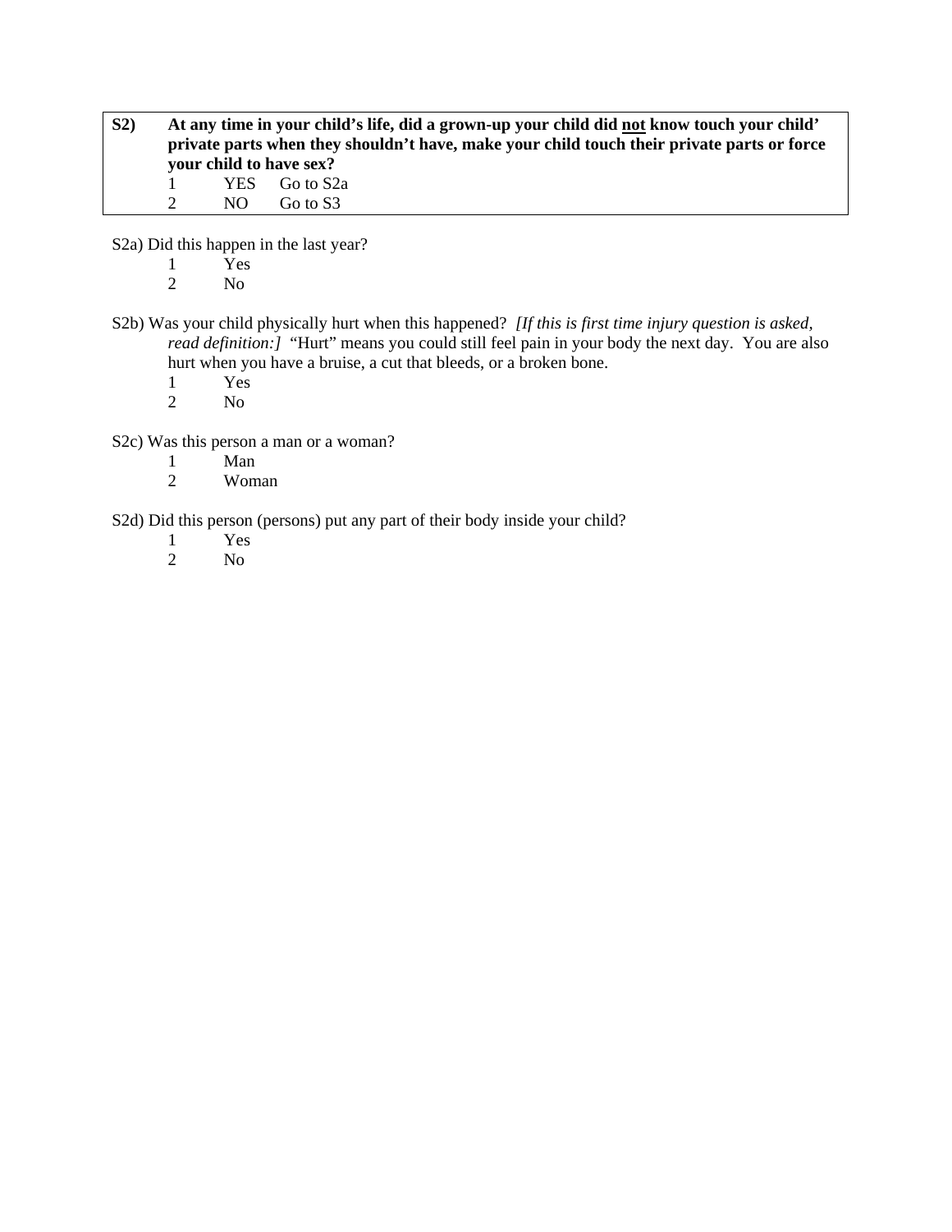**S2)** **At any time in your child's life, did a grown-up your child did <u>not</u> know touch your child' private parts when they shouldn't have, make your child touch their private parts or force your child to have sex?**

1 YES Go to S2a
2 NO Go to S3

S2a) Did this happen in the last year?

1 Yes
2 No

S2b) Was your child physically hurt when this happened? *[If this is first time injury question is asked, read definition:]* "Hurt" means you could still feel pain in your body the next day. You are also hurt when you have a bruise, a cut that bleeds, or a broken bone.

1 Yes
2 No

S2c) Was this person a man or a woman?

1 Man
2 Woman

S2d) Did this person (persons) put any part of their body inside your child?

1 Yes
2 No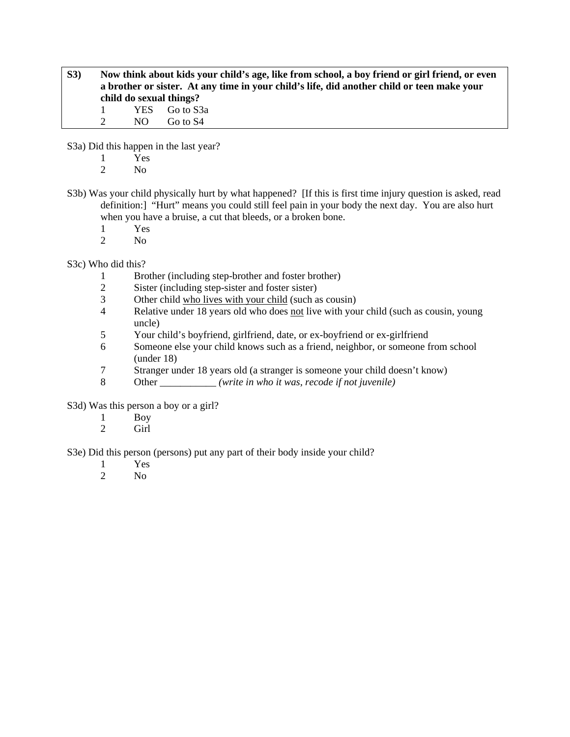**S3)** **Now think about kids your child's age, like from school, a boy friend or girl friend, or even a brother or sister. At any time in your child's life, did another child or teen make your child do sexual things?**

1 YES Go to S3a
2 NO Go to S4

S3a) Did this happen in the last year?

1 Yes
2 No

S3b) Was your child physically hurt by what happened? [If this is first time injury question is asked, read definition:] "Hurt" means you could still feel pain in your body the next day. You are also hurt when you have a bruise, a cut that bleeds, or a broken bone.

1 Yes
2 No

S3c) Who did this?

1 Brother (including step-brother and foster brother)
2 Sister (including step-sister and foster sister)
3 Other child who lives with your child (such as cousin)
4 Relative under 18 years old who does not live with your child (such as cousin, young uncle)
5 Your child's boyfriend, girlfriend, date, or ex-boyfriend or ex-girlfriend
6 Someone else your child knows such as a friend, neighbor, or someone from school (under 18)
7 Stranger under 18 years old (a stranger is someone your child doesn't know)
8 Other ___________ *(write in who it was, recode if not juvenile)*

S3d) Was this person a boy or a girl?

1 Boy
2 Girl

S3e) Did this person (persons) put any part of their body inside your child?

1 Yes
2 No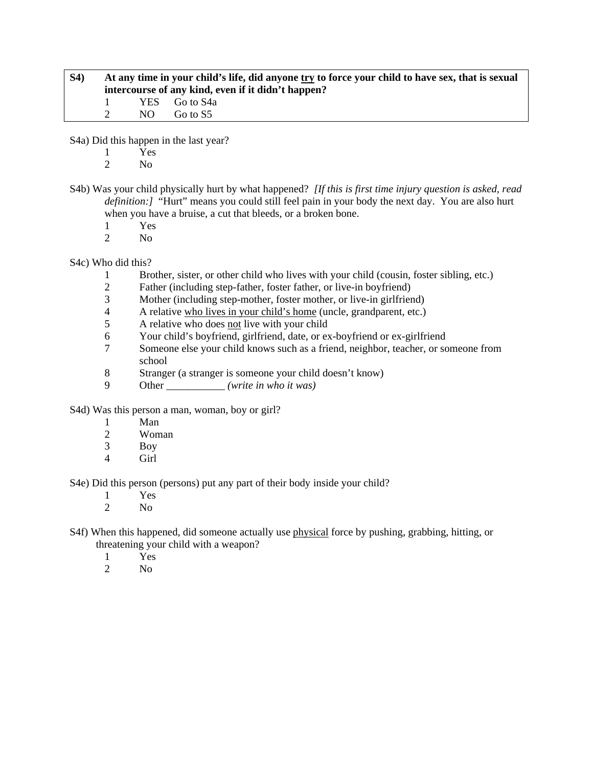| | | |
|---|---|---|
| **S4)** | **At any time in your child's life, did anyone <u>try</u> to force your child to have sex, that is sexual intercourse of any kind, even if it didn't happen?** | |
| | 1 YES | Go to S4a |
| | 2 NO | Go to S5 |

S4a) Did this happen in the last year?

1 Yes
2 No

S4b) Was your child physically hurt by what happened? *[If this is first time injury question is asked, read definition:]* "Hurt" means you could still feel pain in your body the next day. You are also hurt when you have a bruise, a cut that bleeds, or a broken bone.

1 Yes
2 No

S4c) Who did this?

1 Brother, sister, or other child who lives with your child (cousin, foster sibling, etc.)
2 Father (including step-father, foster father, or live-in boyfriend)
3 Mother (including step-mother, foster mother, or live-in girlfriend)
4 A relative <u>who lives in your child's home</u> (uncle, grandparent, etc.)
5 A relative who does <u>not</u> live with your child
6 Your child's boyfriend, girlfriend, date, or ex-boyfriend or ex-girlfriend
7 Someone else your child knows such as a friend, neighbor, teacher, or someone from school
8 Stranger (a stranger is someone your child doesn't know)
9 Other ___________ *(write in who it was)*

S4d) Was this person a man, woman, boy or girl?

1 Man
2 Woman
3 Boy
4 Girl

S4e) Did this person (persons) put any part of their body inside your child?

1 Yes
2 No

S4f) When this happened, did someone actually use <u>physical</u> force by pushing, grabbing, hitting, or threatening your child with a weapon?

1 Yes
2 No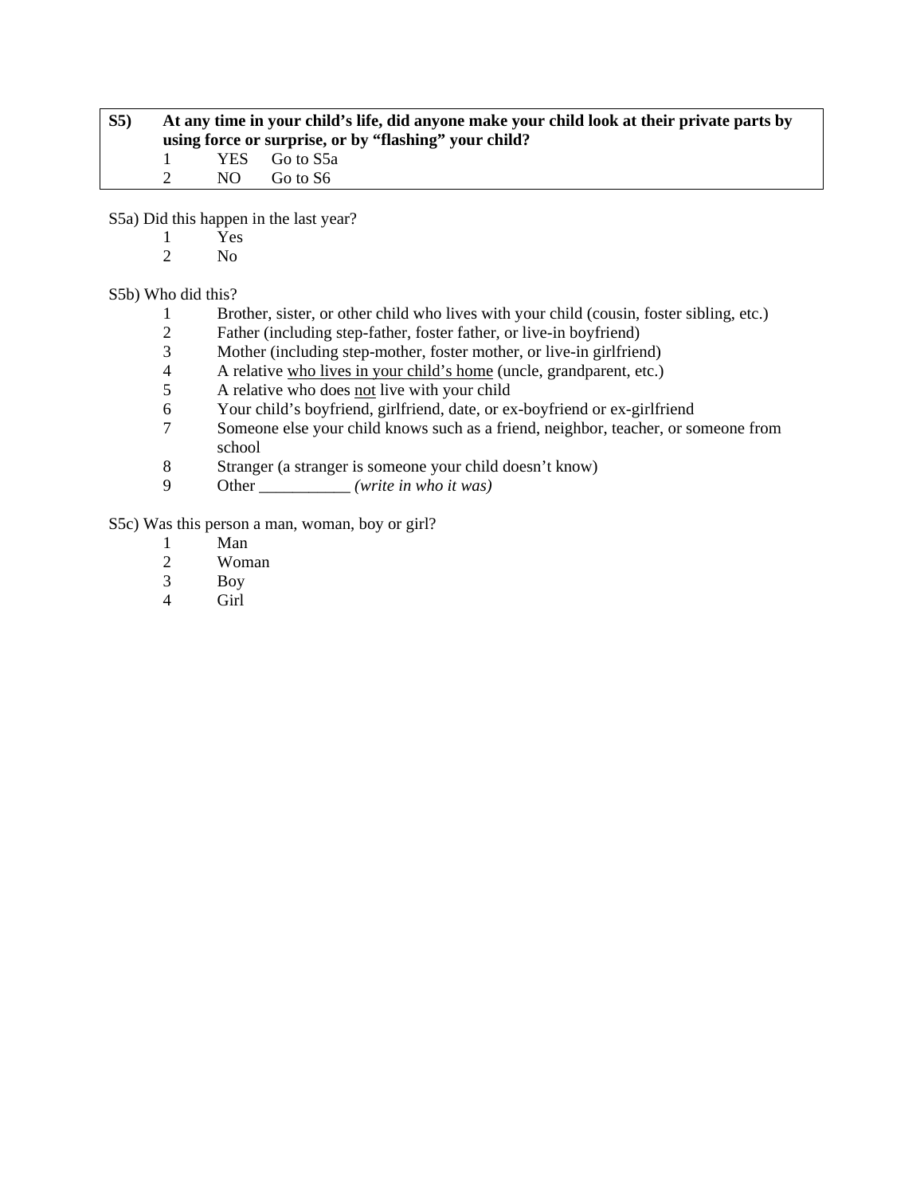**S5)** **At any time in your child's life, did anyone make your child look at their private parts by using force or surprise, or by "flashing" your child?**

1 YES Go to S5a
2 NO Go to S6

S5a) Did this happen in the last year?

1 Yes
2 No

S5b) Who did this?

1 Brother, sister, or other child who lives with your child (cousin, foster sibling, etc.)
2 Father (including step-father, foster father, or live-in boyfriend)
3 Mother (including step-mother, foster mother, or live-in girlfriend)
4 A relative <u>who lives in your child's home</u> (uncle, grandparent, etc.)
5 A relative who does <u>not</u> live with your child
6 Your child's boyfriend, girlfriend, date, or ex-boyfriend or ex-girlfriend
7 Someone else your child knows such as a friend, neighbor, teacher, or someone from school
8 Stranger (a stranger is someone your child doesn't know)
9 Other ___________ *(write in who it was)*

S5c) Was this person a man, woman, boy or girl?

1 Man
2 Woman
3 Boy
4 Girl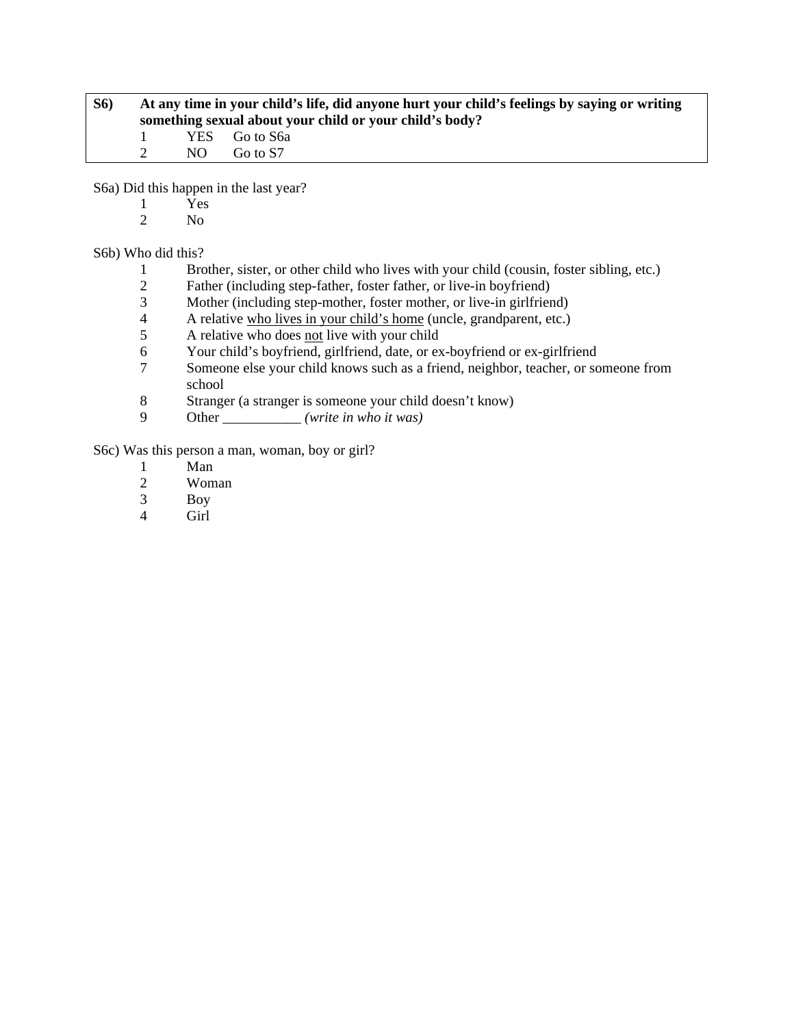**S6)** **At any time in your child's life, did anyone hurt your child's feelings by saying or writing something sexual about your child or your child's body?**

1 YES Go to S6a
2 NO Go to S7

S6a) Did this happen in the last year?

1 Yes
2 No

S6b) Who did this?

1 Brother, sister, or other child who lives with your child (cousin, foster sibling, etc.)
2 Father (including step-father, foster father, or live-in boyfriend)
3 Mother (including step-mother, foster mother, or live-in girlfriend)
4 A relative <u>who lives in your child's home</u> (uncle, grandparent, etc.)
5 A relative who does <u>not</u> live with your child
6 Your child's boyfriend, girlfriend, date, or ex-boyfriend or ex-girlfriend
7 Someone else your child knows such as a friend, neighbor, teacher, or someone from school
8 Stranger (a stranger is someone your child doesn't know)
9 Other ___________ *(write in who it was)*

S6c) Was this person a man, woman, boy or girl?

1 Man
2 Woman
3 Boy
4 Girl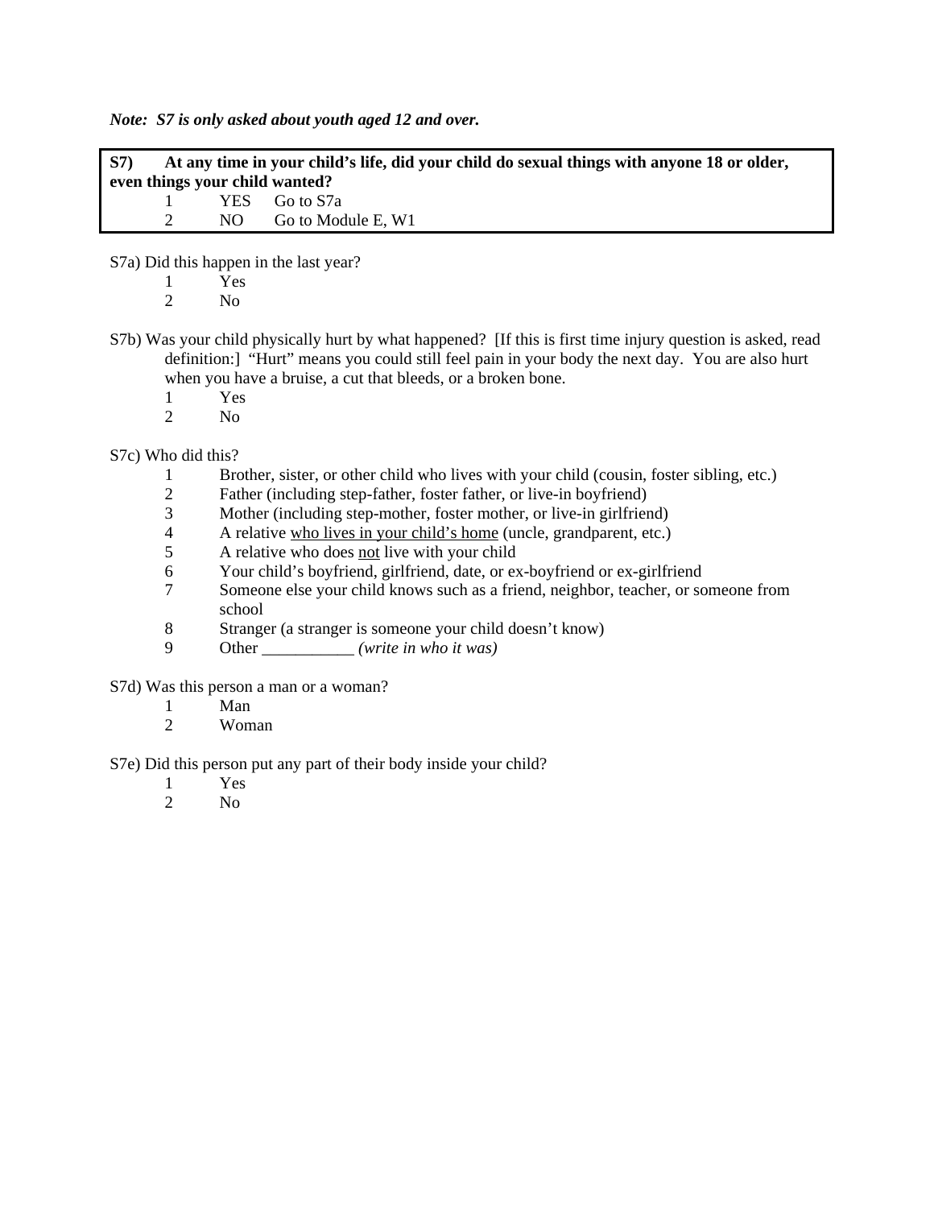***Note: S7 is only asked about youth aged 12 and over.***

**S7) At any time in your child's life, did your child do sexual things with anyone 18 or older, even things your child wanted?**

1 YES Go to S7a
2 NO Go to Module E, W1

S7a) Did this happen in the last year?

1 Yes
2 No

S7b) Was your child physically hurt by what happened? [If this is first time injury question is asked, read definition:] "Hurt" means you could still feel pain in your body the next day. You are also hurt when you have a bruise, a cut that bleeds, or a broken bone.

1 Yes
2 No

S7c) Who did this?

1 Brother, sister, or other child who lives with your child (cousin, foster sibling, etc.)
2 Father (including step-father, foster father, or live-in boyfriend)
3 Mother (including step-mother, foster mother, or live-in girlfriend)
4 A relative <u>who lives in your child's home</u> (uncle, grandparent, etc.)
5 A relative who does <u>not</u> live with your child
6 Your child's boyfriend, girlfriend, date, or ex-boyfriend or ex-girlfriend
7 Someone else your child knows such as a friend, neighbor, teacher, or someone from school
8 Stranger (a stranger is someone your child doesn't know)
9 Other ___________ *(write in who it was)*

S7d) Was this person a man or a woman?

1 Man
2 Woman

S7e) Did this person put any part of their body inside your child?

1 Yes
2 No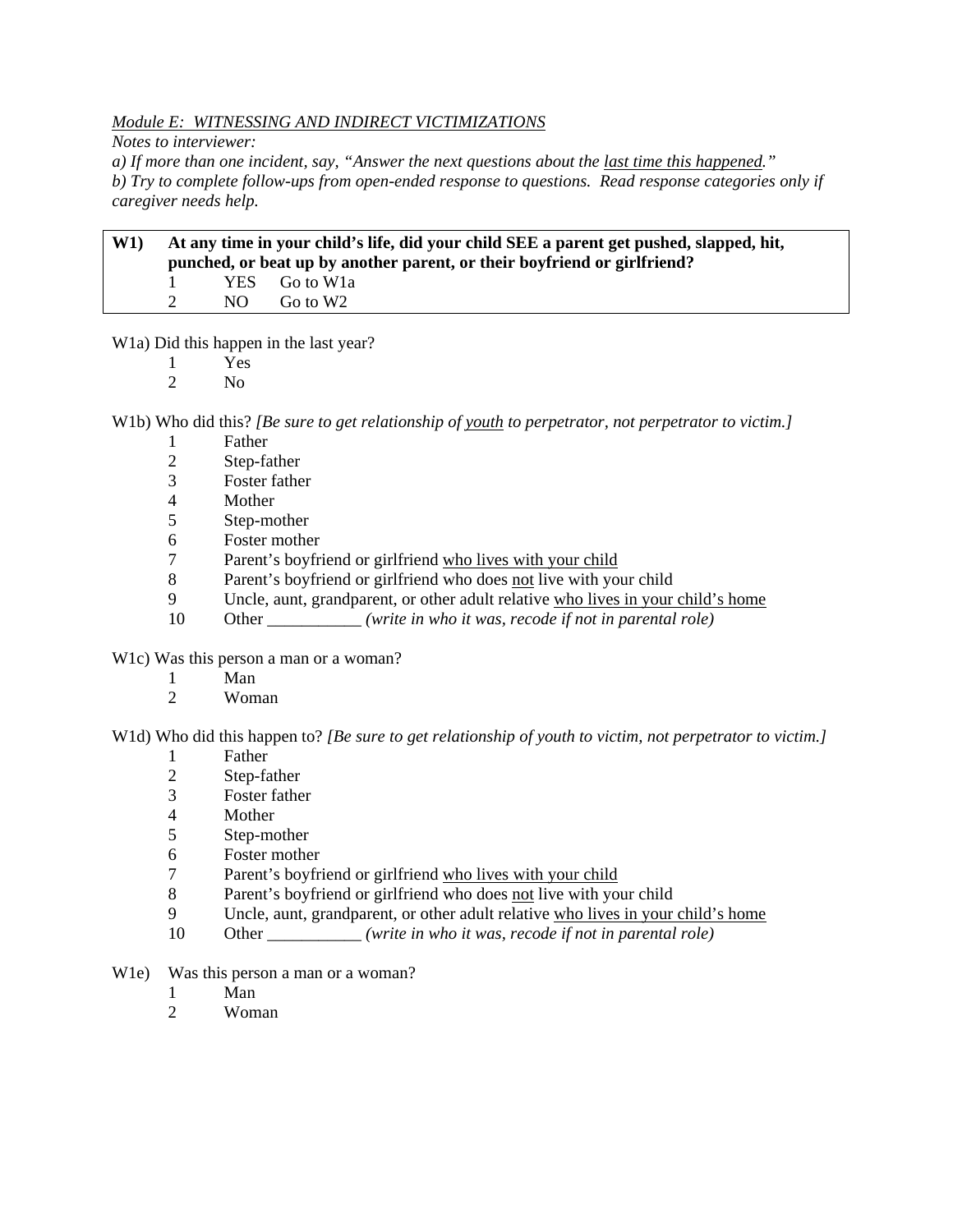*Module E: WITNESSING AND INDIRECT VICTIMIZATIONS*

*Notes to interviewer:*

*a) If more than one incident, say, "Answer the next questions about the last time this happened."*

*b) Try to complete follow-ups from open-ended response to questions. Read response categories only if caregiver needs help.*

**W1) At any time in your child's life, did your child SEE a parent get pushed, slapped, hit, punched, or beat up by another parent, or their boyfriend or girlfriend?**

1 YES Go to W1a
2 NO Go to W2

W1a) Did this happen in the last year?

1 Yes
2 No

W1b) Who did this? *[Be sure to get relationship of youth to perpetrator, not perpetrator to victim.]*

1 Father
2 Step-father
3 Foster father
4 Mother
5 Step-mother
6 Foster mother
7 Parent's boyfriend or girlfriend who lives with your child
8 Parent's boyfriend or girlfriend who does not live with your child
9 Uncle, aunt, grandparent, or other adult relative who lives in your child's home
10 Other ___________ *(write in who it was, recode if not in parental role)*

W1c) Was this person a man or a woman?

1 Man
2 Woman

W1d) Who did this happen to? *[Be sure to get relationship of youth to victim, not perpetrator to victim.]*

1 Father
2 Step-father
3 Foster father
4 Mother
5 Step-mother
6 Foster mother
7 Parent's boyfriend or girlfriend who lives with your child
8 Parent's boyfriend or girlfriend who does not live with your child
9 Uncle, aunt, grandparent, or other adult relative who lives in your child's home
10 Other ___________ *(write in who it was, recode if not in parental role)*

W1e) Was this person a man or a woman?

1 Man
2 Woman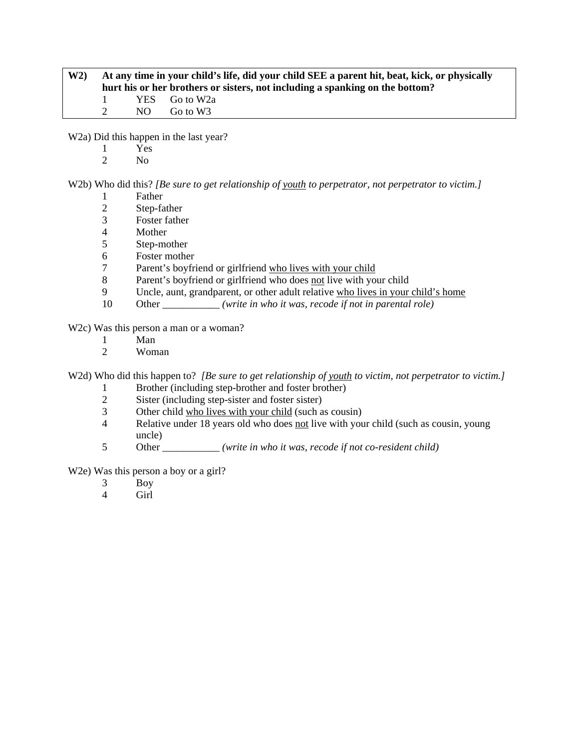**W2) At any time in your child's life, did your child SEE a parent hit, beat, kick, or physically hurt his or her brothers or sisters, not including a spanking on the bottom?**

1 YES Go to W2a
2 NO Go to W3

W2a) Did this happen in the last year?

1 Yes
2 No

W2b) Who did this? *[Be sure to get relationship of youth to perpetrator, not perpetrator to victim.]*

1 Father
2 Step-father
3 Foster father
4 Mother
5 Step-mother
6 Foster mother
7 Parent's boyfriend or girlfriend who lives with your child
8 Parent's boyfriend or girlfriend who does not live with your child
9 Uncle, aunt, grandparent, or other adult relative who lives in your child's home
10 Other ___________ *(write in who it was, recode if not in parental role)*

W2c) Was this person a man or a woman?

1 Man
2 Woman

W2d) Who did this happen to? *[Be sure to get relationship of youth to victim, not perpetrator to victim.]*

1 Brother (including step-brother and foster brother)
2 Sister (including step-sister and foster sister)
3 Other child who lives with your child (such as cousin)
4 Relative under 18 years old who does not live with your child (such as cousin, young uncle)
5 Other ___________ *(write in who it was, recode if not co-resident child)*

W2e) Was this person a boy or a girl?

3 Boy
4 Girl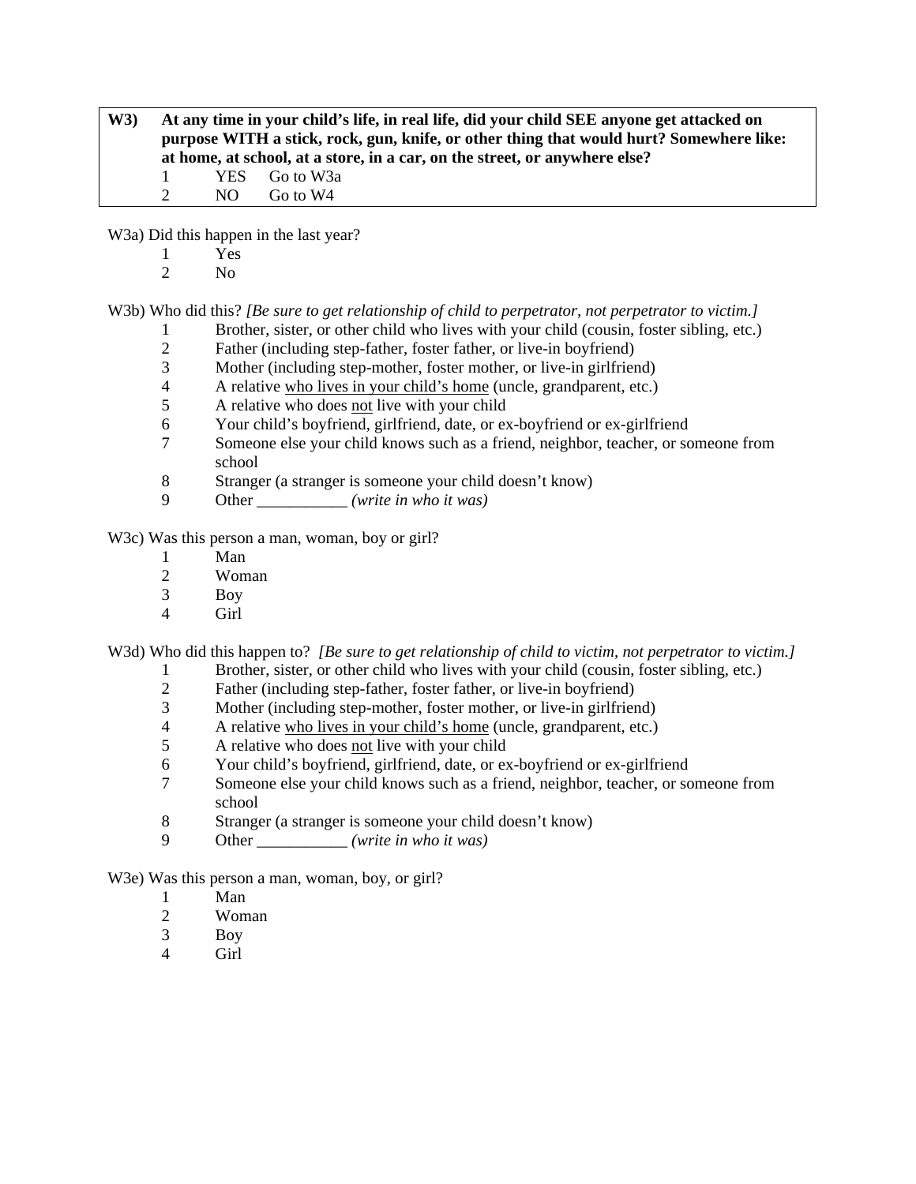**W3)** **At any time in your child's life, in real life, did your child SEE anyone get attacked on purpose WITH a stick, rock, gun, knife, or other thing that would hurt? Somewhere like: at home, at school, at a store, in a car, on the street, or anywhere else?**

1 YES Go to W3a
2 NO Go to W4

W3a) Did this happen in the last year?

1 Yes
2 No

W3b) Who did this? *[Be sure to get relationship of child to perpetrator, not perpetrator to victim.]*

1 Brother, sister, or other child who lives with your child (cousin, foster sibling, etc.)
2 Father (including step-father, foster father, or live-in boyfriend)
3 Mother (including step-mother, foster mother, or live-in girlfriend)
4 A relative <u>who lives in your child's home</u> (uncle, grandparent, etc.)
5 A relative who does <u>not</u> live with your child
6 Your child's boyfriend, girlfriend, date, or ex-boyfriend or ex-girlfriend
7 Someone else your child knows such as a friend, neighbor, teacher, or someone from school
8 Stranger (a stranger is someone your child doesn't know)
9 Other ___________ *(write in who it was)*

W3c) Was this person a man, woman, boy or girl?

1 Man
2 Woman
3 Boy
4 Girl

W3d) Who did this happen to? *[Be sure to get relationship of child to victim, not perpetrator to victim.]*

1 Brother, sister, or other child who lives with your child (cousin, foster sibling, etc.)
2 Father (including step-father, foster father, or live-in boyfriend)
3 Mother (including step-mother, foster mother, or live-in girlfriend)
4 A relative <u>who lives in your child's home</u> (uncle, grandparent, etc.)
5 A relative who does <u>not</u> live with your child
6 Your child's boyfriend, girlfriend, date, or ex-boyfriend or ex-girlfriend
7 Someone else your child knows such as a friend, neighbor, teacher, or someone from school
8 Stranger (a stranger is someone your child doesn't know)
9 Other ___________ *(write in who it was)*

W3e) Was this person a man, woman, boy, or girl?

1 Man
2 Woman
3 Boy
4 Girl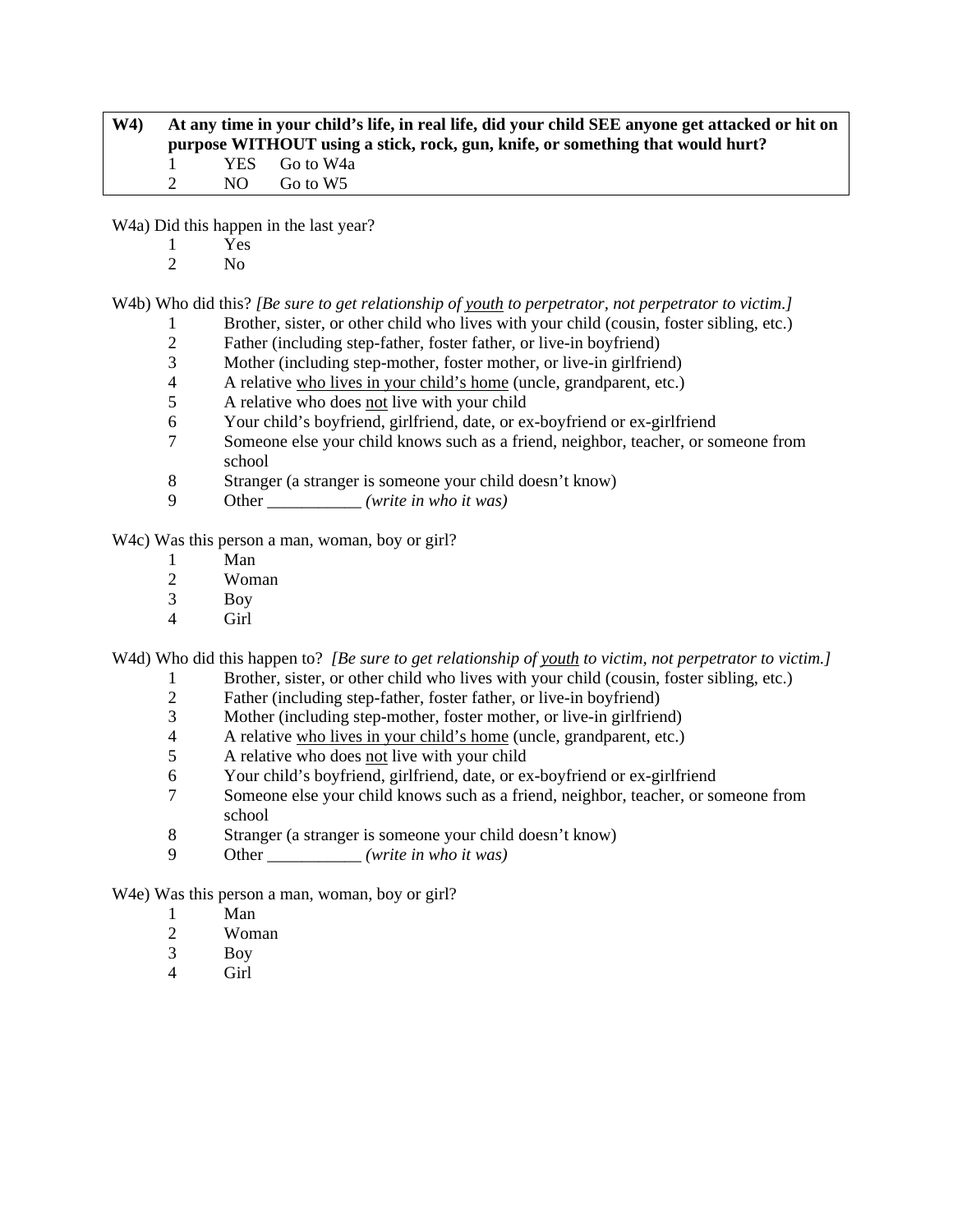**W4) At any time in your child's life, in real life, did your child SEE anyone get attacked or hit on purpose WITHOUT using a stick, rock, gun, knife, or something that would hurt?**

1 YES Go to W4a
2 NO Go to W5

W4a) Did this happen in the last year?

1 Yes
2 No

W4b) Who did this? *[Be sure to get relationship of youth to perpetrator, not perpetrator to victim.]*

1 Brother, sister, or other child who lives with your child (cousin, foster sibling, etc.)
2 Father (including step-father, foster father, or live-in boyfriend)
3 Mother (including step-mother, foster mother, or live-in girlfriend)
4 A relative who lives in your child's home (uncle, grandparent, etc.)
5 A relative who does not live with your child
6 Your child's boyfriend, girlfriend, date, or ex-boyfriend or ex-girlfriend
7 Someone else your child knows such as a friend, neighbor, teacher, or someone from school
8 Stranger (a stranger is someone your child doesn't know)
9 Other ___________ *(write in who it was)*

W4c) Was this person a man, woman, boy or girl?

1 Man
2 Woman
3 Boy
4 Girl

W4d) Who did this happen to? *[Be sure to get relationship of youth to victim, not perpetrator to victim.]*

1 Brother, sister, or other child who lives with your child (cousin, foster sibling, etc.)
2 Father (including step-father, foster father, or live-in boyfriend)
3 Mother (including step-mother, foster mother, or live-in girlfriend)
4 A relative who lives in your child's home (uncle, grandparent, etc.)
5 A relative who does not live with your child
6 Your child's boyfriend, girlfriend, date, or ex-boyfriend or ex-girlfriend
7 Someone else your child knows such as a friend, neighbor, teacher, or someone from school
8 Stranger (a stranger is someone your child doesn't know)
9 Other ___________ *(write in who it was)*

W4e) Was this person a man, woman, boy or girl?

1 Man
2 Woman
3 Boy
4 Girl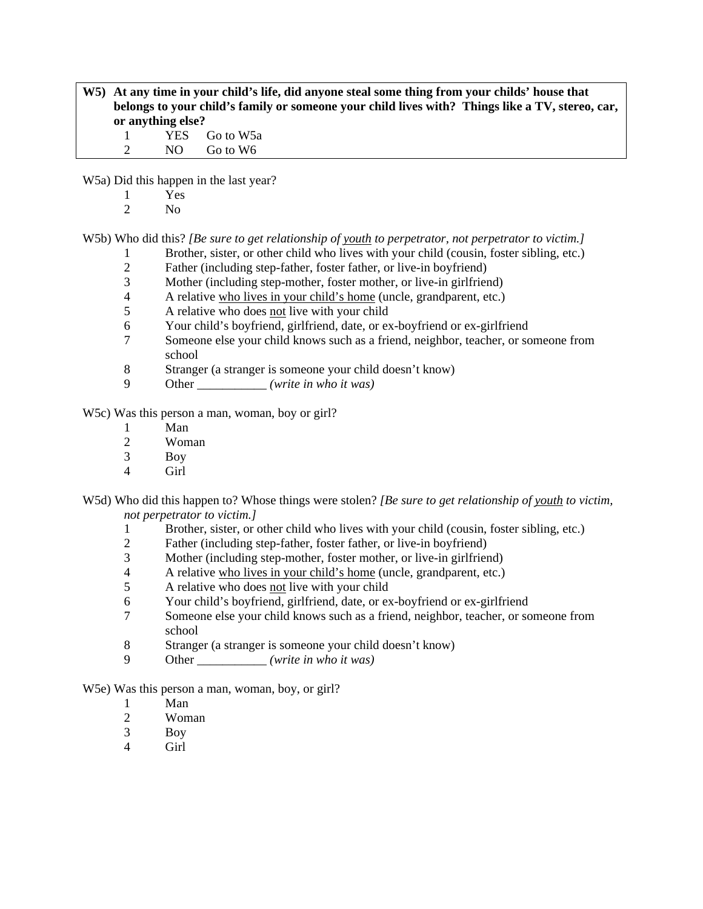**W5) At any time in your child's life, did anyone steal some thing from your childs' house that belongs to your child's family or someone your child lives with? Things like a TV, stereo, car, or anything else?**

1 YES Go to W5a
2 NO Go to W6

W5a) Did this happen in the last year?

1 Yes
2 No

W5b) Who did this? *[Be sure to get relationship of youth to perpetrator, not perpetrator to victim.]*

1 Brother, sister, or other child who lives with your child (cousin, foster sibling, etc.)
2 Father (including step-father, foster father, or live-in boyfriend)
3 Mother (including step-mother, foster mother, or live-in girlfriend)
4 A relative who lives in your child's home (uncle, grandparent, etc.)
5 A relative who does not live with your child
6 Your child's boyfriend, girlfriend, date, or ex-boyfriend or ex-girlfriend
7 Someone else your child knows such as a friend, neighbor, teacher, or someone from school
8 Stranger (a stranger is someone your child doesn't know)
9 Other ___________ *(write in who it was)*

W5c) Was this person a man, woman, boy or girl?

1 Man
2 Woman
3 Boy
4 Girl

W5d) Who did this happen to? Whose things were stolen? *[Be sure to get relationship of youth to victim, not perpetrator to victim.]*

1 Brother, sister, or other child who lives with your child (cousin, foster sibling, etc.)
2 Father (including step-father, foster father, or live-in boyfriend)
3 Mother (including step-mother, foster mother, or live-in girlfriend)
4 A relative who lives in your child's home (uncle, grandparent, etc.)
5 A relative who does not live with your child
6 Your child's boyfriend, girlfriend, date, or ex-boyfriend or ex-girlfriend
7 Someone else your child knows such as a friend, neighbor, teacher, or someone from school
8 Stranger (a stranger is someone your child doesn't know)
9 Other ___________ *(write in who it was)*

W5e) Was this person a man, woman, boy, or girl?

1 Man
2 Woman
3 Boy
4 Girl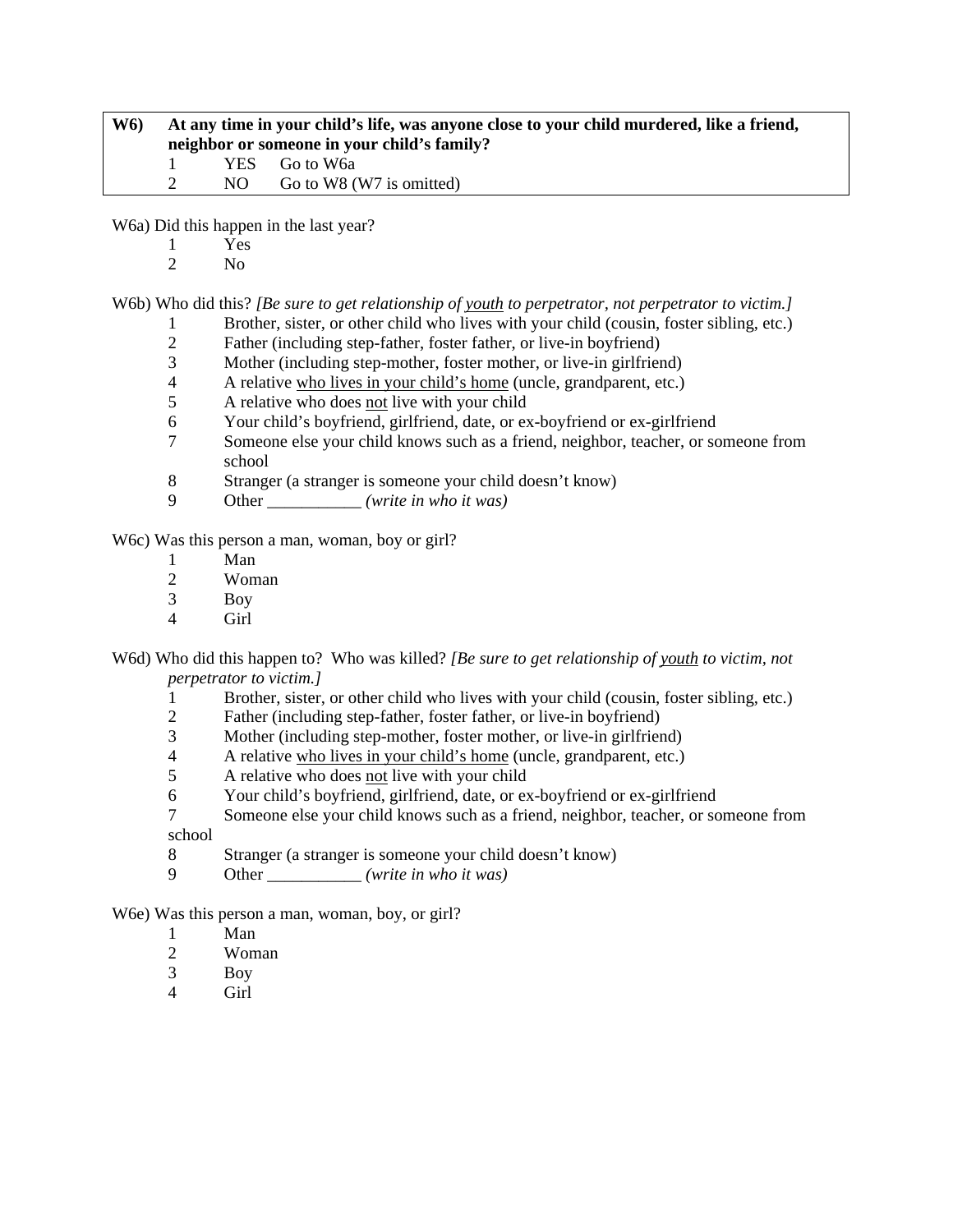**W6) At any time in your child's life, was anyone close to your child murdered, like a friend, neighbor or someone in your child's family?**

1 YES Go to W6a
2 NO Go to W8 (W7 is omitted)

W6a) Did this happen in the last year?

1 Yes
2 No

W6b) Who did this? *[Be sure to get relationship of youth to perpetrator, not perpetrator to victim.]*

1 Brother, sister, or other child who lives with your child (cousin, foster sibling, etc.)
2 Father (including step-father, foster father, or live-in boyfriend)
3 Mother (including step-mother, foster mother, or live-in girlfriend)
4 A relative who lives in your child's home (uncle, grandparent, etc.)
5 A relative who does not live with your child
6 Your child's boyfriend, girlfriend, date, or ex-boyfriend or ex-girlfriend
7 Someone else your child knows such as a friend, neighbor, teacher, or someone from school
8 Stranger (a stranger is someone your child doesn't know)
9 Other ___________ *(write in who it was)*

W6c) Was this person a man, woman, boy or girl?

1 Man
2 Woman
3 Boy
4 Girl

W6d) Who did this happen to? Who was killed? *[Be sure to get relationship of youth to victim, not perpetrator to victim.]*

1 Brother, sister, or other child who lives with your child (cousin, foster sibling, etc.)
2 Father (including step-father, foster father, or live-in boyfriend)
3 Mother (including step-mother, foster mother, or live-in girlfriend)
4 A relative who lives in your child's home (uncle, grandparent, etc.)
5 A relative who does not live with your child
6 Your child's boyfriend, girlfriend, date, or ex-boyfriend or ex-girlfriend
7 Someone else your child knows such as a friend, neighbor, teacher, or someone from school
8 Stranger (a stranger is someone your child doesn't know)
9 Other ___________ *(write in who it was)*

W6e) Was this person a man, woman, boy, or girl?

1 Man
2 Woman
3 Boy
4 Girl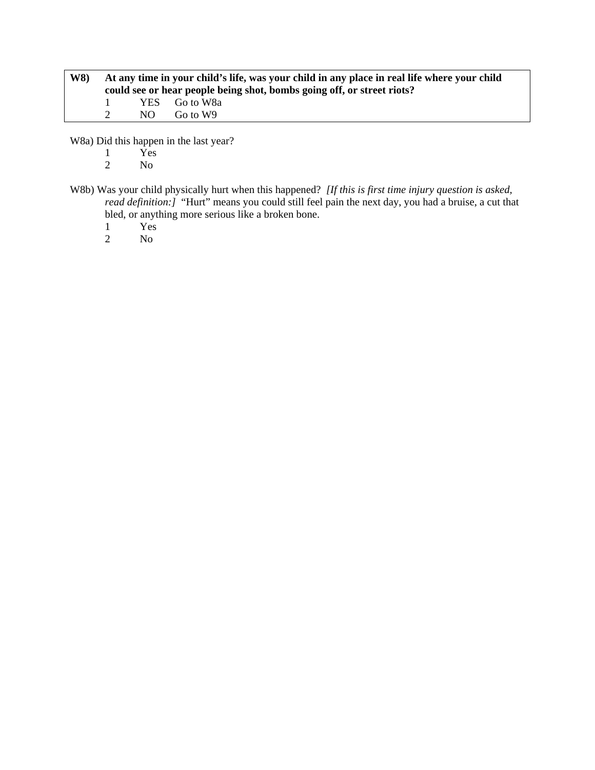**W8) At any time in your child's life, was your child in any place in real life where your child could see or hear people being shot, bombs going off, or street riots?**

1 YES Go to W8a
2 NO Go to W9

W8a) Did this happen in the last year?

1 Yes
2 No

W8b) Was your child physically hurt when this happened? *[If this is first time injury question is asked, read definition:]* "Hurt" means you could still feel pain the next day, you had a bruise, a cut that bled, or anything more serious like a broken bone.

1 Yes
2 No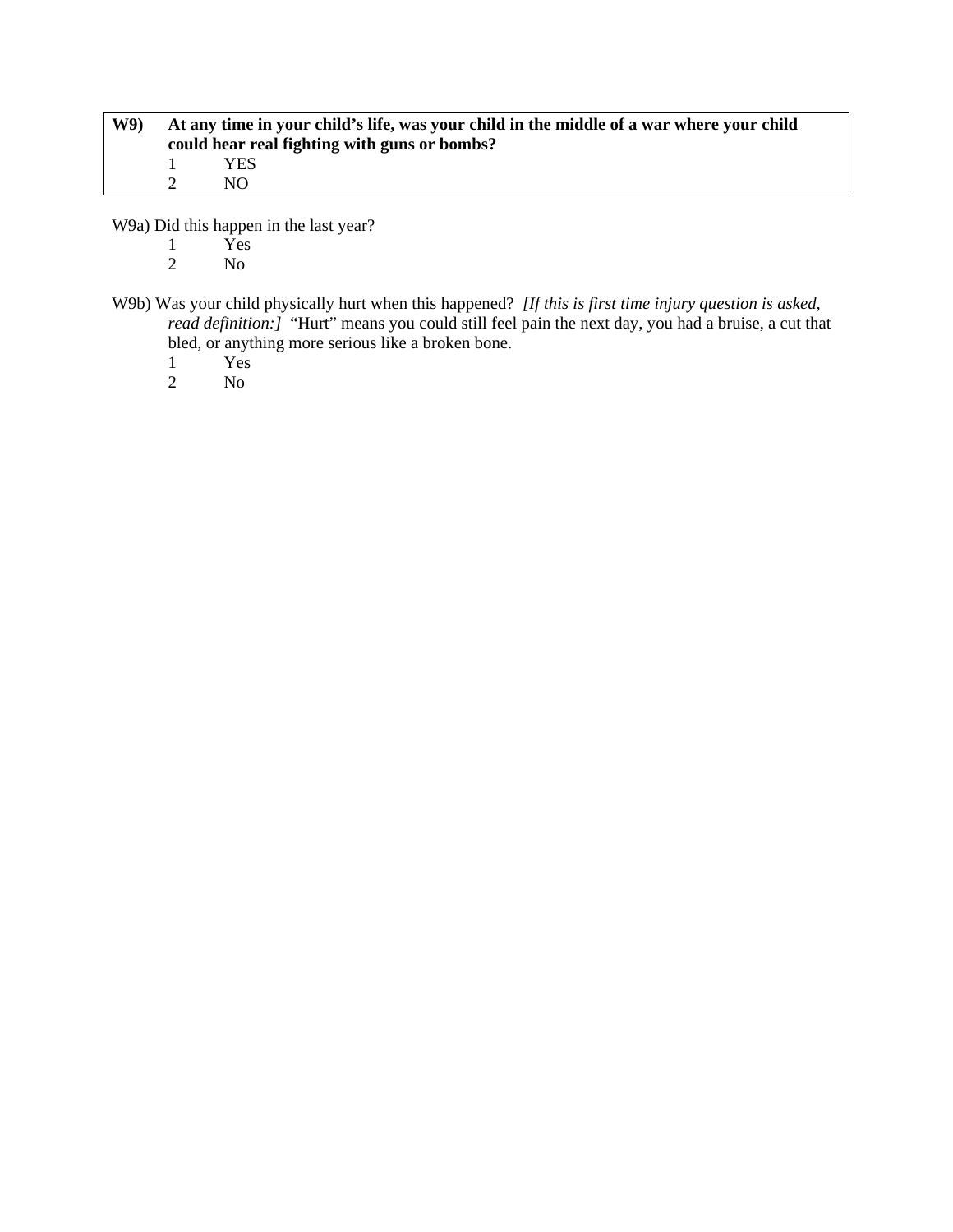**W9) At any time in your child's life, was your child in the middle of a war where your child could hear real fighting with guns or bombs?**

1 YES
2 NO

W9a) Did this happen in the last year?

1 Yes
2 No

W9b) Was your child physically hurt when this happened? *[If this is first time injury question is asked, read definition:]* "Hurt" means you could still feel pain the next day, you had a bruise, a cut that bled, or anything more serious like a broken bone.

1 Yes
2 No